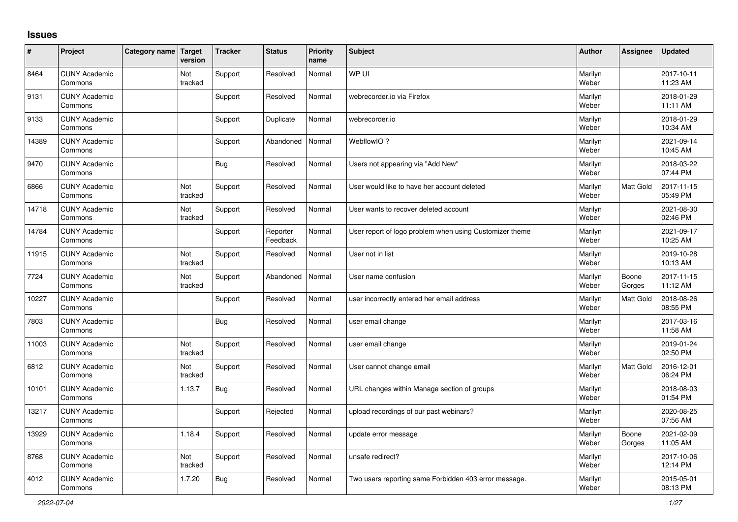# Issues

| # | Project | Category name | Target version | Tracker | Status | Priority name | Subject | Author | Assignee | Updated |
|---|---|---|---|---|---|---|---|---|---|---|
| 8464 | CUNY Academic Commons | | Not tracked | Support | Resolved | Normal | WP UI | Marilyn Weber | | 2017-10-11 11:23 AM |
| 9131 | CUNY Academic Commons | | | Support | Resolved | Normal | webrecorder.io via Firefox | Marilyn Weber | | 2018-01-29 11:11 AM |
| 9133 | CUNY Academic Commons | | | Support | Duplicate | Normal | webrecorder.io | Marilyn Weber | | 2018-01-29 10:34 AM |
| 14389 | CUNY Academic Commons | | | Support | Abandoned | Normal | WebflowIO ? | Marilyn Weber | | 2021-09-14 10:45 AM |
| 9470 | CUNY Academic Commons | | | Bug | Resolved | Normal | Users not appearing via "Add New" | Marilyn Weber | | 2018-03-22 07:44 PM |
| 6866 | CUNY Academic Commons | | Not tracked | Support | Resolved | Normal | User would like to have her account deleted | Marilyn Weber | Matt Gold | 2017-11-15 05:49 PM |
| 14718 | CUNY Academic Commons | | Not tracked | Support | Resolved | Normal | User wants to recover deleted account | Marilyn Weber | | 2021-08-30 02:46 PM |
| 14784 | CUNY Academic Commons | | | Support | Reporter Feedback | Normal | User report of logo problem when using Customizer theme | Marilyn Weber | | 2021-09-17 10:25 AM |
| 11915 | CUNY Academic Commons | | Not tracked | Support | Resolved | Normal | User not in list | Marilyn Weber | | 2019-10-28 10:13 AM |
| 7724 | CUNY Academic Commons | | Not tracked | Support | Abandoned | Normal | User name confusion | Marilyn Weber | Boone Gorges | 2017-11-15 11:12 AM |
| 10227 | CUNY Academic Commons | | | Support | Resolved | Normal | user incorrectly entered her email address | Marilyn Weber | Matt Gold | 2018-08-26 08:55 PM |
| 7803 | CUNY Academic Commons | | | Bug | Resolved | Normal | user email change | Marilyn Weber | | 2017-03-16 11:58 AM |
| 11003 | CUNY Academic Commons | | Not tracked | Support | Resolved | Normal | user email change | Marilyn Weber | | 2019-01-24 02:50 PM |
| 6812 | CUNY Academic Commons | | Not tracked | Support | Resolved | Normal | User cannot change email | Marilyn Weber | Matt Gold | 2016-12-01 06:24 PM |
| 10101 | CUNY Academic Commons | | 1.13.7 | Bug | Resolved | Normal | URL changes within Manage section of groups | Marilyn Weber | | 2018-08-03 01:54 PM |
| 13217 | CUNY Academic Commons | | | Support | Rejected | Normal | upload recordings of our past webinars? | Marilyn Weber | | 2020-08-25 07:56 AM |
| 13929 | CUNY Academic Commons | | 1.18.4 | Support | Resolved | Normal | update error message | Marilyn Weber | Boone Gorges | 2021-02-09 11:05 AM |
| 8768 | CUNY Academic Commons | | Not tracked | Support | Resolved | Normal | unsafe redirect? | Marilyn Weber | | 2017-10-06 12:14 PM |
| 4012 | CUNY Academic Commons | | 1.7.20 | Bug | Resolved | Normal | Two users reporting same Forbidden 403 error message. | Marilyn Weber | | 2015-05-01 08:13 PM |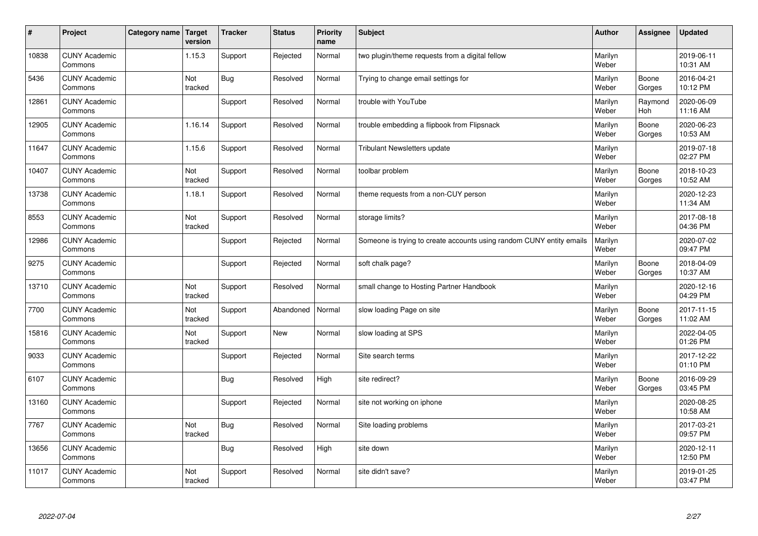| # | Project | Category name | Target version | Tracker | Status | Priority name | Subject | Author | Assignee | Updated |
|---|---|---|---|---|---|---|---|---|---|---|
| 10838 | CUNY Academic Commons | | 1.15.3 | Support | Rejected | Normal | two plugin/theme requests from a digital fellow | Marilyn Weber | | 2019-06-11 10:31 AM |
| 5436 | CUNY Academic Commons | | Not tracked | Bug | Resolved | Normal | Trying to change email settings for | Marilyn Weber | Boone Gorges | 2016-04-21 10:12 PM |
| 12861 | CUNY Academic Commons | | | Support | Resolved | Normal | trouble with YouTube | Marilyn Weber | Raymond Hoh | 2020-06-09 11:16 AM |
| 12905 | CUNY Academic Commons | | 1.16.14 | Support | Resolved | Normal | trouble embedding a flipbook from Flipsnack | Marilyn Weber | Boone Gorges | 2020-06-23 10:53 AM |
| 11647 | CUNY Academic Commons | | 1.15.6 | Support | Resolved | Normal | Tribulant Newsletters update | Marilyn Weber | | 2019-07-18 02:27 PM |
| 10407 | CUNY Academic Commons | | Not tracked | Support | Resolved | Normal | toolbar problem | Marilyn Weber | Boone Gorges | 2018-10-23 10:52 AM |
| 13738 | CUNY Academic Commons | | 1.18.1 | Support | Resolved | Normal | theme requests from a non-CUY person | Marilyn Weber | | 2020-12-23 11:34 AM |
| 8553 | CUNY Academic Commons | | Not tracked | Support | Resolved | Normal | storage limits? | Marilyn Weber | | 2017-08-18 04:36 PM |
| 12986 | CUNY Academic Commons | | | Support | Rejected | Normal | Someone is trying to create accounts using random CUNY entity emails | Marilyn Weber | | 2020-07-02 09:47 PM |
| 9275 | CUNY Academic Commons | | | Support | Rejected | Normal | soft chalk page? | Marilyn Weber | Boone Gorges | 2018-04-09 10:37 AM |
| 13710 | CUNY Academic Commons | | Not tracked | Support | Resolved | Normal | small change to Hosting Partner Handbook | Marilyn Weber | | 2020-12-16 04:29 PM |
| 7700 | CUNY Academic Commons | | Not tracked | Support | Abandoned | Normal | slow loading Page on site | Marilyn Weber | Boone Gorges | 2017-11-15 11:02 AM |
| 15816 | CUNY Academic Commons | | Not tracked | Support | New | Normal | slow loading at SPS | Marilyn Weber | | 2022-04-05 01:26 PM |
| 9033 | CUNY Academic Commons | | | Support | Rejected | Normal | Site search terms | Marilyn Weber | | 2017-12-22 01:10 PM |
| 6107 | CUNY Academic Commons | | | Bug | Resolved | High | site redirect? | Marilyn Weber | Boone Gorges | 2016-09-29 03:45 PM |
| 13160 | CUNY Academic Commons | | | Support | Rejected | Normal | site not working on iphone | Marilyn Weber | | 2020-08-25 10:58 AM |
| 7767 | CUNY Academic Commons | | Not tracked | Bug | Resolved | Normal | Site loading problems | Marilyn Weber | | 2017-03-21 09:57 PM |
| 13656 | CUNY Academic Commons | | | Bug | Resolved | High | site down | Marilyn Weber | | 2020-12-11 12:50 PM |
| 11017 | CUNY Academic Commons | | Not tracked | Support | Resolved | Normal | site didn't save? | Marilyn Weber | | 2019-01-25 03:47 PM |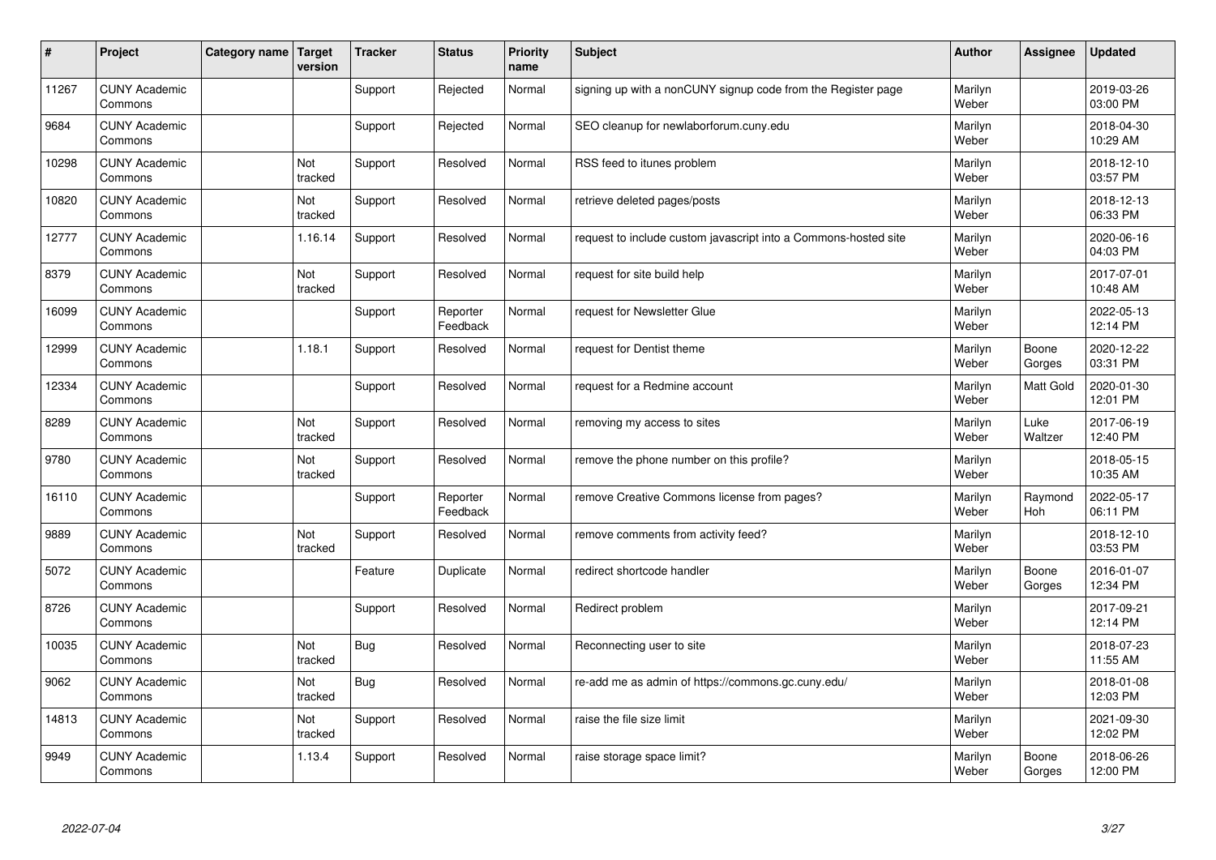| # | Project | Category name | Target version | Tracker | Status | Priority name | Subject | Author | Assignee | Updated |
|---|---|---|---|---|---|---|---|---|---|---|
| 11267 | CUNY Academic Commons | | | Support | Rejected | Normal | signing up with a nonCUNY signup code from the Register page | Marilyn Weber | | 2019-03-26 03:00 PM |
| 9684 | CUNY Academic Commons | | | Support | Rejected | Normal | SEO cleanup for newlaborforum.cuny.edu | Marilyn Weber | | 2018-04-30 10:29 AM |
| 10298 | CUNY Academic Commons | | Not tracked | Support | Resolved | Normal | RSS feed to itunes problem | Marilyn Weber | | 2018-12-10 03:57 PM |
| 10820 | CUNY Academic Commons | | Not tracked | Support | Resolved | Normal | retrieve deleted pages/posts | Marilyn Weber | | 2018-12-13 06:33 PM |
| 12777 | CUNY Academic Commons | | 1.16.14 | Support | Resolved | Normal | request to include custom javascript into a Commons-hosted site | Marilyn Weber | | 2020-06-16 04:03 PM |
| 8379 | CUNY Academic Commons | | Not tracked | Support | Resolved | Normal | request for site build help | Marilyn Weber | | 2017-07-01 10:48 AM |
| 16099 | CUNY Academic Commons | | | Support | Reporter Feedback | Normal | request for Newsletter Glue | Marilyn Weber | | 2022-05-13 12:14 PM |
| 12999 | CUNY Academic Commons | | 1.18.1 | Support | Resolved | Normal | request for Dentist theme | Marilyn Weber | Boone Gorges | 2020-12-22 03:31 PM |
| 12334 | CUNY Academic Commons | | | Support | Resolved | Normal | request for a Redmine account | Marilyn Weber | Matt Gold | 2020-01-30 12:01 PM |
| 8289 | CUNY Academic Commons | | Not tracked | Support | Resolved | Normal | removing my access to sites | Marilyn Weber | Luke Waltzer | 2017-06-19 12:40 PM |
| 9780 | CUNY Academic Commons | | Not tracked | Support | Resolved | Normal | remove the phone number on this profile? | Marilyn Weber | | 2018-05-15 10:35 AM |
| 16110 | CUNY Academic Commons | | | Support | Reporter Feedback | Normal | remove Creative Commons license from pages? | Marilyn Weber | Raymond Hoh | 2022-05-17 06:11 PM |
| 9889 | CUNY Academic Commons | | Not tracked | Support | Resolved | Normal | remove comments from activity feed? | Marilyn Weber | | 2018-12-10 03:53 PM |
| 5072 | CUNY Academic Commons | | | Feature | Duplicate | Normal | redirect shortcode handler | Marilyn Weber | Boone Gorges | 2016-01-07 12:34 PM |
| 8726 | CUNY Academic Commons | | | Support | Resolved | Normal | Redirect problem | Marilyn Weber | | 2017-09-21 12:14 PM |
| 10035 | CUNY Academic Commons | | Not tracked | Bug | Resolved | Normal | Reconnecting user to site | Marilyn Weber | | 2018-07-23 11:55 AM |
| 9062 | CUNY Academic Commons | | Not tracked | Bug | Resolved | Normal | re-add me as admin of https://commons.gc.cuny.edu/ | Marilyn Weber | | 2018-01-08 12:03 PM |
| 14813 | CUNY Academic Commons | | Not tracked | Support | Resolved | Normal | raise the file size limit | Marilyn Weber | | 2021-09-30 12:02 PM |
| 9949 | CUNY Academic Commons | | 1.13.4 | Support | Resolved | Normal | raise storage space limit? | Marilyn Weber | Boone Gorges | 2018-06-26 12:00 PM |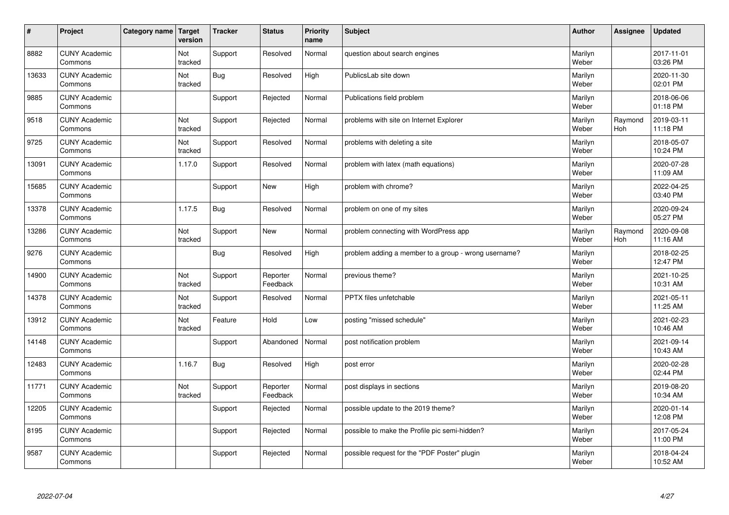| # | Project | Category name | Target version | Tracker | Status | Priority name | Subject | Author | Assignee | Updated |
|---|---|---|---|---|---|---|---|---|---|---|
| 8882 | CUNY Academic Commons | | Not tracked | Support | Resolved | Normal | question about search engines | Marilyn Weber | | 2017-11-01 03:26 PM |
| 13633 | CUNY Academic Commons | | Not tracked | Bug | Resolved | High | PublicsLab site down | Marilyn Weber | | 2020-11-30 02:01 PM |
| 9885 | CUNY Academic Commons | | | Support | Rejected | Normal | Publications field problem | Marilyn Weber | | 2018-06-06 01:18 PM |
| 9518 | CUNY Academic Commons | | Not tracked | Support | Rejected | Normal | problems with site on Internet Explorer | Marilyn Weber | Raymond Hoh | 2019-03-11 11:18 PM |
| 9725 | CUNY Academic Commons | | Not tracked | Support | Resolved | Normal | problems with deleting a site | Marilyn Weber | | 2018-05-07 10:24 PM |
| 13091 | CUNY Academic Commons | | 1.17.0 | Support | Resolved | Normal | problem with latex (math equations) | Marilyn Weber | | 2020-07-28 11:09 AM |
| 15685 | CUNY Academic Commons | | | Support | New | High | problem with chrome? | Marilyn Weber | | 2022-04-25 03:40 PM |
| 13378 | CUNY Academic Commons | | 1.17.5 | Bug | Resolved | Normal | problem on one of my sites | Marilyn Weber | | 2020-09-24 05:27 PM |
| 13286 | CUNY Academic Commons | | Not tracked | Support | New | Normal | problem connecting with WordPress app | Marilyn Weber | Raymond Hoh | 2020-09-08 11:16 AM |
| 9276 | CUNY Academic Commons | | | Bug | Resolved | High | problem adding a member to a group - wrong username? | Marilyn Weber | | 2018-02-25 12:47 PM |
| 14900 | CUNY Academic Commons | | Not tracked | Support | Reporter Feedback | Normal | previous theme? | Marilyn Weber | | 2021-10-25 10:31 AM |
| 14378 | CUNY Academic Commons | | Not tracked | Support | Resolved | Normal | PPTX files unfetchable | Marilyn Weber | | 2021-05-11 11:25 AM |
| 13912 | CUNY Academic Commons | | Not tracked | Feature | Hold | Low | posting "missed schedule" | Marilyn Weber | | 2021-02-23 10:46 AM |
| 14148 | CUNY Academic Commons | | | Support | Abandoned | Normal | post notification problem | Marilyn Weber | | 2021-09-14 10:43 AM |
| 12483 | CUNY Academic Commons | | 1.16.7 | Bug | Resolved | High | post error | Marilyn Weber | | 2020-02-28 02:44 PM |
| 11771 | CUNY Academic Commons | | Not tracked | Support | Reporter Feedback | Normal | post displays in sections | Marilyn Weber | | 2019-08-20 10:34 AM |
| 12205 | CUNY Academic Commons | | | Support | Rejected | Normal | possible update to the 2019 theme? | Marilyn Weber | | 2020-01-14 12:08 PM |
| 8195 | CUNY Academic Commons | | | Support | Rejected | Normal | possible to make the Profile pic semi-hidden? | Marilyn Weber | | 2017-05-24 11:00 PM |
| 9587 | CUNY Academic Commons | | | Support | Rejected | Normal | possible request for the "PDF Poster" plugin | Marilyn Weber | | 2018-04-24 10:52 AM |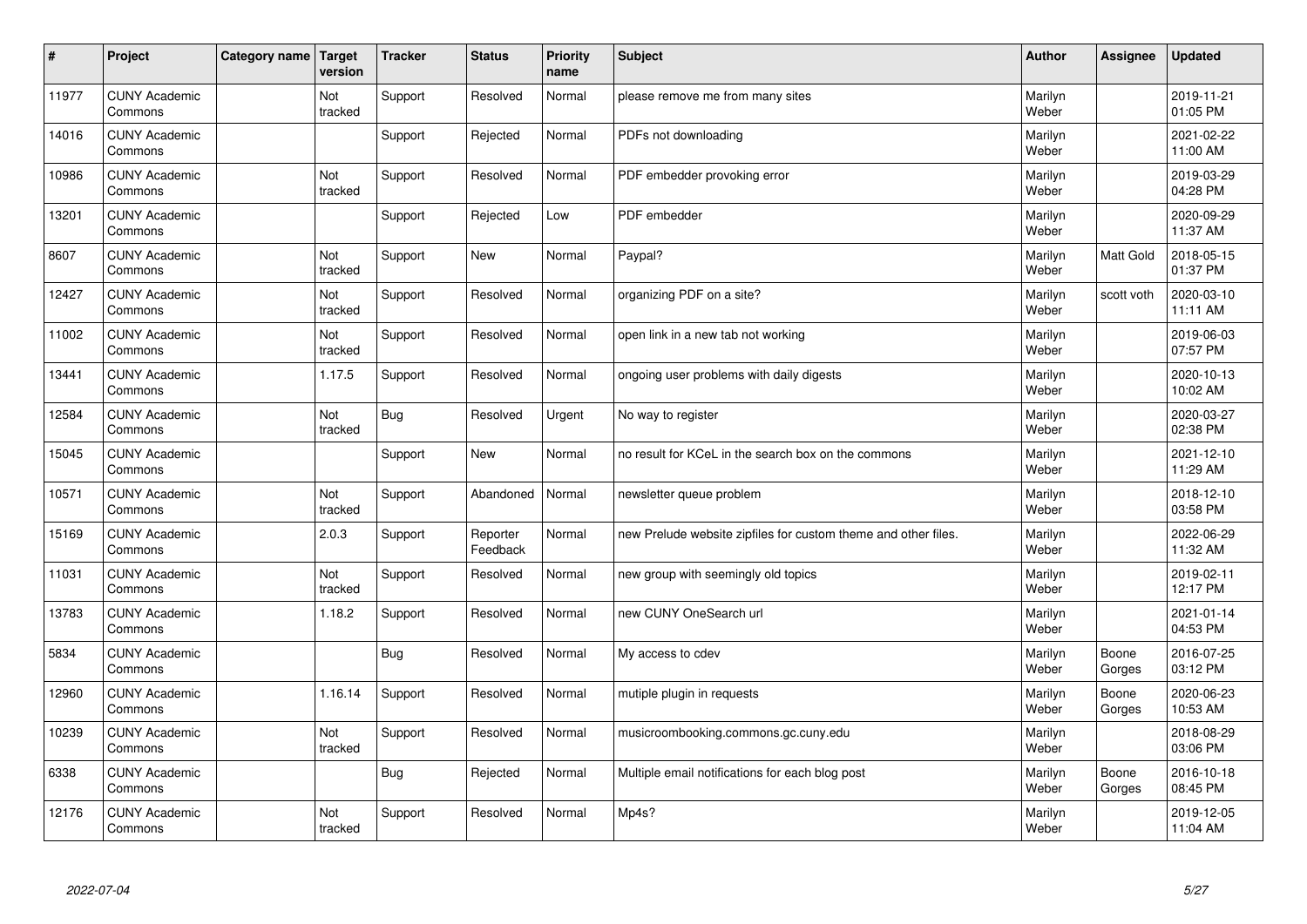| # | Project | Category name | Target version | Tracker | Status | Priority name | Subject | Author | Assignee | Updated |
|---|---|---|---|---|---|---|---|---|---|---|
| 11977 | CUNY Academic Commons | | Not tracked | Support | Resolved | Normal | please remove me from many sites | Marilyn Weber | | 2019-11-21 01:05 PM |
| 14016 | CUNY Academic Commons | | | Support | Rejected | Normal | PDFs not downloading | Marilyn Weber | | 2021-02-22 11:00 AM |
| 10986 | CUNY Academic Commons | | Not tracked | Support | Resolved | Normal | PDF embedder provoking error | Marilyn Weber | | 2019-03-29 04:28 PM |
| 13201 | CUNY Academic Commons | | | Support | Rejected | Low | PDF embedder | Marilyn Weber | | 2020-09-29 11:37 AM |
| 8607 | CUNY Academic Commons | | Not tracked | Support | New | Normal | Paypal? | Marilyn Weber | Matt Gold | 2018-05-15 01:37 PM |
| 12427 | CUNY Academic Commons | | Not tracked | Support | Resolved | Normal | organizing PDF on a site? | Marilyn Weber | scott voth | 2020-03-10 11:11 AM |
| 11002 | CUNY Academic Commons | | Not tracked | Support | Resolved | Normal | open link in a new tab not working | Marilyn Weber | | 2019-06-03 07:57 PM |
| 13441 | CUNY Academic Commons | | 1.17.5 | Support | Resolved | Normal | ongoing user problems with daily digests | Marilyn Weber | | 2020-10-13 10:02 AM |
| 12584 | CUNY Academic Commons | | Not tracked | Bug | Resolved | Urgent | No way to register | Marilyn Weber | | 2020-03-27 02:38 PM |
| 15045 | CUNY Academic Commons | | | Support | New | Normal | no result for KCeL in the search box on the commons | Marilyn Weber | | 2021-12-10 11:29 AM |
| 10571 | CUNY Academic Commons | | Not tracked | Support | Abandoned | Normal | newsletter queue problem | Marilyn Weber | | 2018-12-10 03:58 PM |
| 15169 | CUNY Academic Commons | | 2.0.3 | Support | Reporter Feedback | Normal | new Prelude website zipfiles for custom theme and other files. | Marilyn Weber | | 2022-06-29 11:32 AM |
| 11031 | CUNY Academic Commons | | Not tracked | Support | Resolved | Normal | new group with seemingly old topics | Marilyn Weber | | 2019-02-11 12:17 PM |
| 13783 | CUNY Academic Commons | | 1.18.2 | Support | Resolved | Normal | new CUNY OneSearch url | Marilyn Weber | | 2021-01-14 04:53 PM |
| 5834 | CUNY Academic Commons | | | Bug | Resolved | Normal | My access to cdev | Marilyn Weber | Boone Gorges | 2016-07-25 03:12 PM |
| 12960 | CUNY Academic Commons | | 1.16.14 | Support | Resolved | Normal | mutiple plugin in requests | Marilyn Weber | Boone Gorges | 2020-06-23 10:53 AM |
| 10239 | CUNY Academic Commons | | Not tracked | Support | Resolved | Normal | musicroombooking.commons.gc.cuny.edu | Marilyn Weber | | 2018-08-29 03:06 PM |
| 6338 | CUNY Academic Commons | | | Bug | Rejected | Normal | Multiple email notifications for each blog post | Marilyn Weber | Boone Gorges | 2016-10-18 08:45 PM |
| 12176 | CUNY Academic Commons | | Not tracked | Support | Resolved | Normal | Mp4s? | Marilyn Weber | | 2019-12-05 11:04 AM |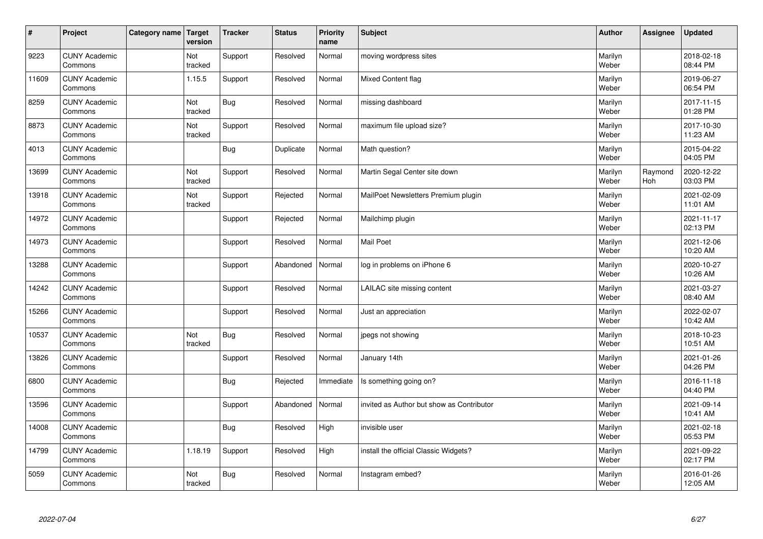| # | Project | Category name | Target version | Tracker | Status | Priority name | Subject | Author | Assignee | Updated |
|---|---|---|---|---|---|---|---|---|---|---|
| 9223 | CUNY Academic Commons | | Not tracked | Support | Resolved | Normal | moving wordpress sites | Marilyn Weber | | 2018-02-18 08:44 PM |
| 11609 | CUNY Academic Commons | | 1.15.5 | Support | Resolved | Normal | Mixed Content flag | Marilyn Weber | | 2019-06-27 06:54 PM |
| 8259 | CUNY Academic Commons | | Not tracked | Bug | Resolved | Normal | missing dashboard | Marilyn Weber | | 2017-11-15 01:28 PM |
| 8873 | CUNY Academic Commons | | Not tracked | Support | Resolved | Normal | maximum file upload size? | Marilyn Weber | | 2017-10-30 11:23 AM |
| 4013 | CUNY Academic Commons | | | Bug | Duplicate | Normal | Math question? | Marilyn Weber | | 2015-04-22 04:05 PM |
| 13699 | CUNY Academic Commons | | Not tracked | Support | Resolved | Normal | Martin Segal Center site down | Marilyn Weber | Raymond Hoh | 2020-12-22 03:03 PM |
| 13918 | CUNY Academic Commons | | Not tracked | Support | Rejected | Normal | MailPoet Newsletters Premium plugin | Marilyn Weber | | 2021-02-09 11:01 AM |
| 14972 | CUNY Academic Commons | | | Support | Rejected | Normal | Mailchimp plugin | Marilyn Weber | | 2021-11-17 02:13 PM |
| 14973 | CUNY Academic Commons | | | Support | Resolved | Normal | Mail Poet | Marilyn Weber | | 2021-12-06 10:20 AM |
| 13288 | CUNY Academic Commons | | | Support | Abandoned | Normal | log in problems on iPhone 6 | Marilyn Weber | | 2020-10-27 10:26 AM |
| 14242 | CUNY Academic Commons | | | Support | Resolved | Normal | LAILAC site missing content | Marilyn Weber | | 2021-03-27 08:40 AM |
| 15266 | CUNY Academic Commons | | | Support | Resolved | Normal | Just an appreciation | Marilyn Weber | | 2022-02-07 10:42 AM |
| 10537 | CUNY Academic Commons | | Not tracked | Bug | Resolved | Normal | jpegs not showing | Marilyn Weber | | 2018-10-23 10:51 AM |
| 13826 | CUNY Academic Commons | | | Support | Resolved | Normal | January 14th | Marilyn Weber | | 2021-01-26 04:26 PM |
| 6800 | CUNY Academic Commons | | | Bug | Rejected | Immediate | Is something going on? | Marilyn Weber | | 2016-11-18 04:40 PM |
| 13596 | CUNY Academic Commons | | | Support | Abandoned | Normal | invited as Author but show as Contributor | Marilyn Weber | | 2021-09-14 10:41 AM |
| 14008 | CUNY Academic Commons | | | Bug | Resolved | High | invisible user | Marilyn Weber | | 2021-02-18 05:53 PM |
| 14799 | CUNY Academic Commons | | 1.18.19 | Support | Resolved | High | install the official Classic Widgets? | Marilyn Weber | | 2021-09-22 02:17 PM |
| 5059 | CUNY Academic Commons | | Not tracked | Bug | Resolved | Normal | Instagram embed? | Marilyn Weber | | 2016-01-26 12:05 AM |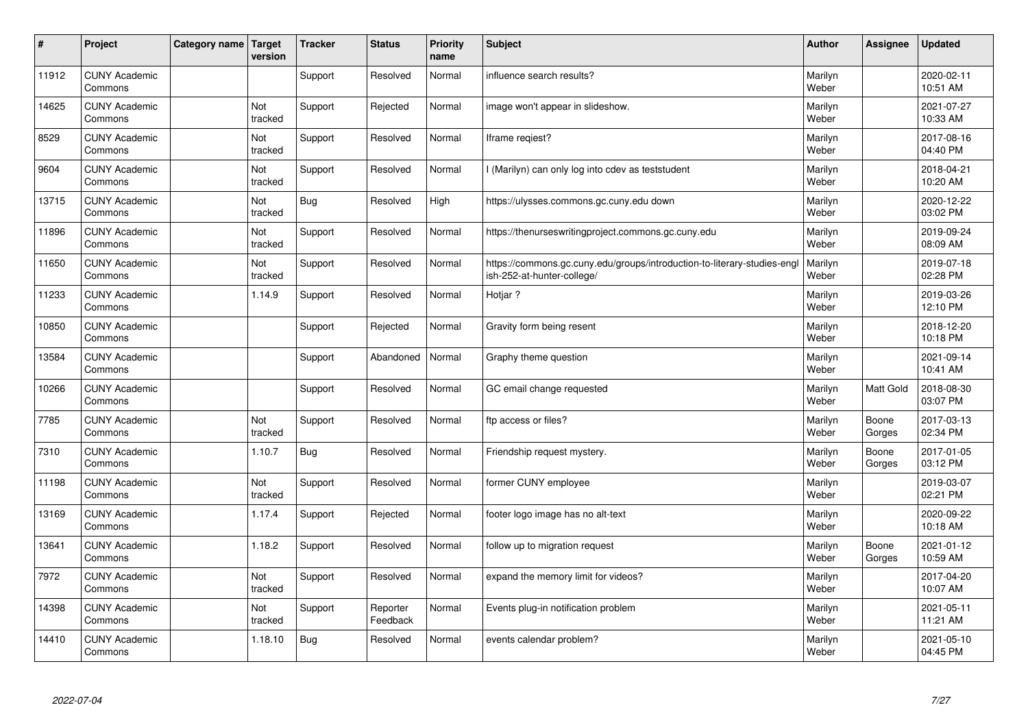| # | Project | Category name | Target version | Tracker | Status | Priority name | Subject | Author | Assignee | Updated |
|---|---|---|---|---|---|---|---|---|---|---|
| 11912 | CUNY Academic Commons | | | Support | Resolved | Normal | influence search results? | Marilyn Weber | | 2020-02-11 10:51 AM |
| 14625 | CUNY Academic Commons | | Not tracked | Support | Rejected | Normal | image won't appear in slideshow. | Marilyn Weber | | 2021-07-27 10:33 AM |
| 8529 | CUNY Academic Commons | | Not tracked | Support | Resolved | Normal | Iframe reqiest? | Marilyn Weber | | 2017-08-16 04:40 PM |
| 9604 | CUNY Academic Commons | | Not tracked | Support | Resolved | Normal | I (Marilyn) can only log into cdev as teststudent | Marilyn Weber | | 2018-04-21 10:20 AM |
| 13715 | CUNY Academic Commons | | Not tracked | Bug | Resolved | High | https://ulysses.commons.gc.cuny.edu down | Marilyn Weber | | 2020-12-22 03:02 PM |
| 11896 | CUNY Academic Commons | | Not tracked | Support | Resolved | Normal | https://thenurseswritingproject.commons.gc.cuny.edu | Marilyn Weber | | 2019-09-24 08:09 AM |
| 11650 | CUNY Academic Commons | | Not tracked | Support | Resolved | Normal | https://commons.gc.cuny.edu/groups/introduction-to-literary-studies-english-252-at-hunter-college/ | Marilyn Weber | | 2019-07-18 02:28 PM |
| 11233 | CUNY Academic Commons | | 1.14.9 | Support | Resolved | Normal | Hotjar ? | Marilyn Weber | | 2019-03-26 12:10 PM |
| 10850 | CUNY Academic Commons | | | Support | Rejected | Normal | Gravity form being resent | Marilyn Weber | | 2018-12-20 10:18 PM |
| 13584 | CUNY Academic Commons | | | Support | Abandoned | Normal | Graphy theme question | Marilyn Weber | | 2021-09-14 10:41 AM |
| 10266 | CUNY Academic Commons | | | Support | Resolved | Normal | GC email change requested | Marilyn Weber | Matt Gold | 2018-08-30 03:07 PM |
| 7785 | CUNY Academic Commons | | Not tracked | Support | Resolved | Normal | ftp access or files? | Marilyn Weber | Boone Gorges | 2017-03-13 02:34 PM |
| 7310 | CUNY Academic Commons | | 1.10.7 | Bug | Resolved | Normal | Friendship request mystery. | Marilyn Weber | Boone Gorges | 2017-01-05 03:12 PM |
| 11198 | CUNY Academic Commons | | Not tracked | Support | Resolved | Normal | former CUNY employee | Marilyn Weber | | 2019-03-07 02:21 PM |
| 13169 | CUNY Academic Commons | | 1.17.4 | Support | Rejected | Normal | footer logo image has no alt-text | Marilyn Weber | | 2020-09-22 10:18 AM |
| 13641 | CUNY Academic Commons | | 1.18.2 | Support | Resolved | Normal | follow up to migration request | Marilyn Weber | Boone Gorges | 2021-01-12 10:59 AM |
| 7972 | CUNY Academic Commons | | Not tracked | Support | Resolved | Normal | expand the memory limit for videos? | Marilyn Weber | | 2017-04-20 10:07 AM |
| 14398 | CUNY Academic Commons | | Not tracked | Support | Reporter Feedback | Normal | Events plug-in notification problem | Marilyn Weber | | 2021-05-11 11:21 AM |
| 14410 | CUNY Academic Commons | | 1.18.10 | Bug | Resolved | Normal | events calendar problem? | Marilyn Weber | | 2021-05-10 04:45 PM |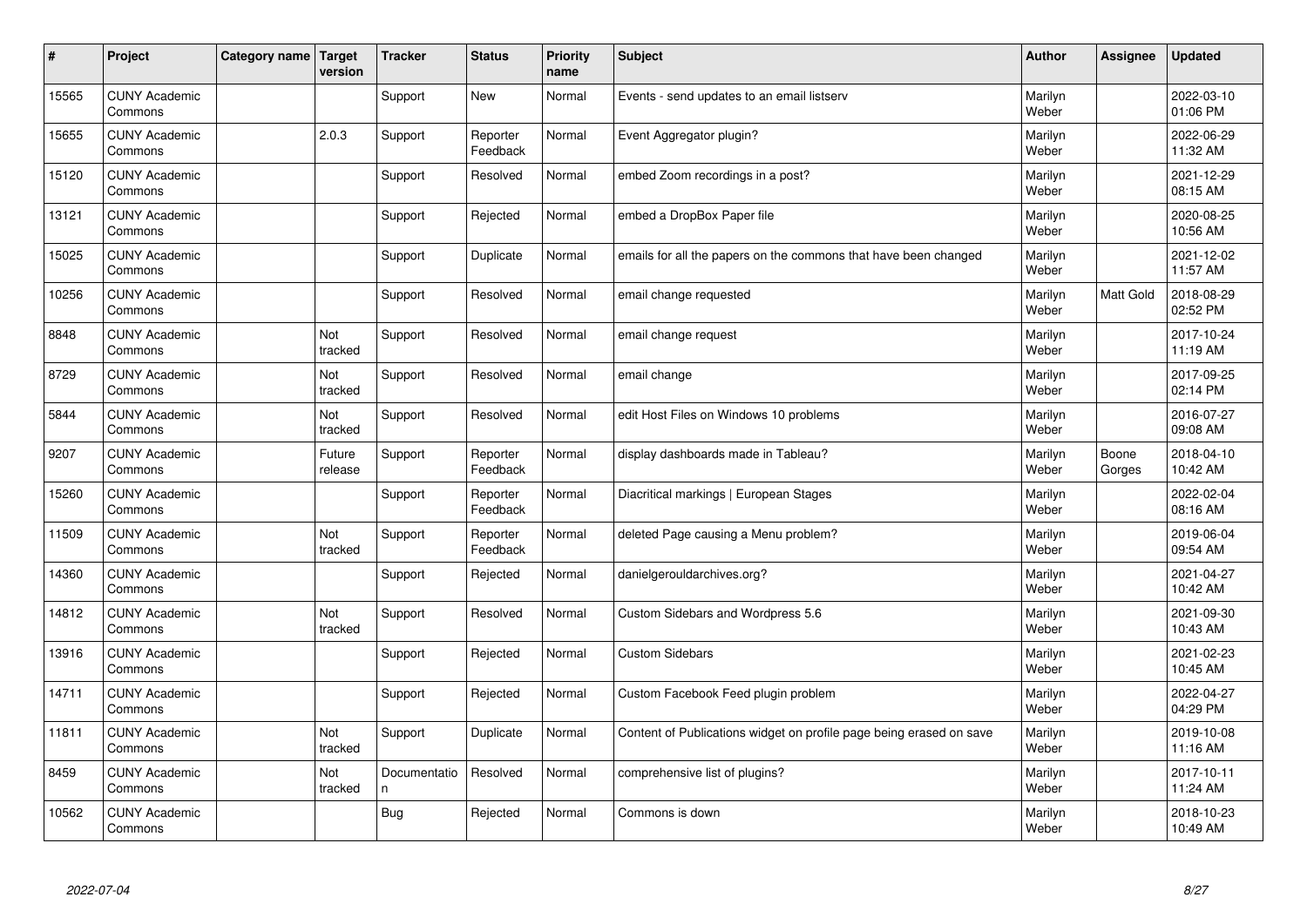| # | Project | Category name | Target version | Tracker | Status | Priority name | Subject | Author | Assignee | Updated |
|---|---|---|---|---|---|---|---|---|---|---|
| 15565 | CUNY Academic Commons | | | Support | New | Normal | Events - send updates to an email listserv | Marilyn Weber | | 2022-03-10 01:06 PM |
| 15655 | CUNY Academic Commons | | 2.0.3 | Support | Reporter Feedback | Normal | Event Aggregator plugin? | Marilyn Weber | | 2022-06-29 11:32 AM |
| 15120 | CUNY Academic Commons | | | Support | Resolved | Normal | embed Zoom recordings in a post? | Marilyn Weber | | 2021-12-29 08:15 AM |
| 13121 | CUNY Academic Commons | | | Support | Rejected | Normal | embed a DropBox Paper file | Marilyn Weber | | 2020-08-25 10:56 AM |
| 15025 | CUNY Academic Commons | | | Support | Duplicate | Normal | emails for all the papers on the commons that have been changed | Marilyn Weber | | 2021-12-02 11:57 AM |
| 10256 | CUNY Academic Commons | | | Support | Resolved | Normal | email change requested | Marilyn Weber | Matt Gold | 2018-08-29 02:52 PM |
| 8848 | CUNY Academic Commons | | Not tracked | Support | Resolved | Normal | email change request | Marilyn Weber | | 2017-10-24 11:19 AM |
| 8729 | CUNY Academic Commons | | Not tracked | Support | Resolved | Normal | email change | Marilyn Weber | | 2017-09-25 02:14 PM |
| 5844 | CUNY Academic Commons | | Not tracked | Support | Resolved | Normal | edit Host Files on Windows 10 problems | Marilyn Weber | | 2016-07-27 09:08 AM |
| 9207 | CUNY Academic Commons | | Future release | Support | Reporter Feedback | Normal | display dashboards made in Tableau? | Marilyn Weber | Boone Gorges | 2018-04-10 10:42 AM |
| 15260 | CUNY Academic Commons | | | Support | Reporter Feedback | Normal | Diacritical markings \| European Stages | Marilyn Weber | | 2022-02-04 08:16 AM |
| 11509 | CUNY Academic Commons | | Not tracked | Support | Reporter Feedback | Normal | deleted Page causing a Menu problem? | Marilyn Weber | | 2019-06-04 09:54 AM |
| 14360 | CUNY Academic Commons | | | Support | Rejected | Normal | danielgerouldarchives.org? | Marilyn Weber | | 2021-04-27 10:42 AM |
| 14812 | CUNY Academic Commons | | Not tracked | Support | Resolved | Normal | Custom Sidebars and Wordpress 5.6 | Marilyn Weber | | 2021-09-30 10:43 AM |
| 13916 | CUNY Academic Commons | | | Support | Rejected | Normal | Custom Sidebars | Marilyn Weber | | 2021-02-23 10:45 AM |
| 14711 | CUNY Academic Commons | | | Support | Rejected | Normal | Custom Facebook Feed plugin problem | Marilyn Weber | | 2022-04-27 04:29 PM |
| 11811 | CUNY Academic Commons | | Not tracked | Support | Duplicate | Normal | Content of Publications widget on profile page being erased on save | Marilyn Weber | | 2019-10-08 11:16 AM |
| 8459 | CUNY Academic Commons | | Not tracked | Documentation | Resolved | Normal | comprehensive list of plugins? | Marilyn Weber | | 2017-10-11 11:24 AM |
| 10562 | CUNY Academic Commons | | | Bug | Rejected | Normal | Commons is down | Marilyn Weber | | 2018-10-23 10:49 AM |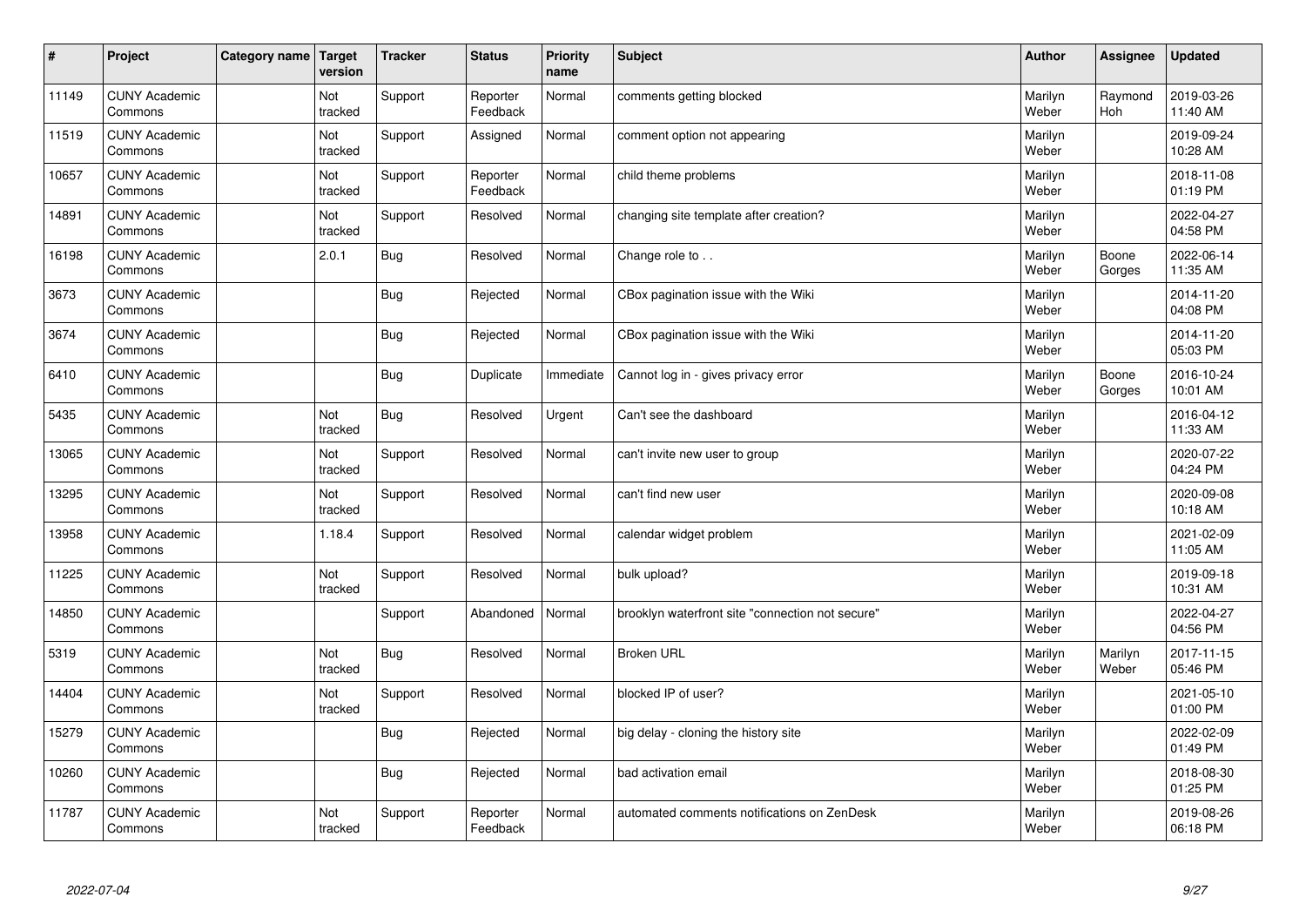| # | Project | Category name | Target version | Tracker | Status | Priority name | Subject | Author | Assignee | Updated |
|---|---|---|---|---|---|---|---|---|---|---|
| 11149 | CUNY Academic Commons | | Not tracked | Support | Reporter Feedback | Normal | comments getting blocked | Marilyn Weber | Raymond Hoh | 2019-03-26 11:40 AM |
| 11519 | CUNY Academic Commons | | Not tracked | Support | Assigned | Normal | comment option not appearing | Marilyn Weber | | 2019-09-24 10:28 AM |
| 10657 | CUNY Academic Commons | | Not tracked | Support | Reporter Feedback | Normal | child theme problems | Marilyn Weber | | 2018-11-08 01:19 PM |
| 14891 | CUNY Academic Commons | | Not tracked | Support | Resolved | Normal | changing site template after creation? | Marilyn Weber | | 2022-04-27 04:58 PM |
| 16198 | CUNY Academic Commons | | 2.0.1 | Bug | Resolved | Normal | Change role to . . | Marilyn Weber | Boone Gorges | 2022-06-14 11:35 AM |
| 3673 | CUNY Academic Commons | | | Bug | Rejected | Normal | CBox pagination issue with the Wiki | Marilyn Weber | | 2014-11-20 04:08 PM |
| 3674 | CUNY Academic Commons | | | Bug | Rejected | Normal | CBox pagination issue with the Wiki | Marilyn Weber | | 2014-11-20 05:03 PM |
| 6410 | CUNY Academic Commons | | | Bug | Duplicate | Immediate | Cannot log in - gives privacy error | Marilyn Weber | Boone Gorges | 2016-10-24 10:01 AM |
| 5435 | CUNY Academic Commons | | Not tracked | Bug | Resolved | Urgent | Can't see the dashboard | Marilyn Weber | | 2016-04-12 11:33 AM |
| 13065 | CUNY Academic Commons | | Not tracked | Support | Resolved | Normal | can't invite new user to group | Marilyn Weber | | 2020-07-22 04:24 PM |
| 13295 | CUNY Academic Commons | | Not tracked | Support | Resolved | Normal | can't find new user | Marilyn Weber | | 2020-09-08 10:18 AM |
| 13958 | CUNY Academic Commons | | 1.18.4 | Support | Resolved | Normal | calendar widget problem | Marilyn Weber | | 2021-02-09 11:05 AM |
| 11225 | CUNY Academic Commons | | Not tracked | Support | Resolved | Normal | bulk upload? | Marilyn Weber | | 2019-09-18 10:31 AM |
| 14850 | CUNY Academic Commons | | | Support | Abandoned | Normal | brooklyn waterfront site "connection not secure" | Marilyn Weber | | 2022-04-27 04:56 PM |
| 5319 | CUNY Academic Commons | | Not tracked | Bug | Resolved | Normal | Broken URL | Marilyn Weber | Marilyn Weber | 2017-11-15 05:46 PM |
| 14404 | CUNY Academic Commons | | Not tracked | Support | Resolved | Normal | blocked IP of user? | Marilyn Weber | | 2021-05-10 01:00 PM |
| 15279 | CUNY Academic Commons | | | Bug | Rejected | Normal | big delay - cloning the history site | Marilyn Weber | | 2022-02-09 01:49 PM |
| 10260 | CUNY Academic Commons | | | Bug | Rejected | Normal | bad activation email | Marilyn Weber | | 2018-08-30 01:25 PM |
| 11787 | CUNY Academic Commons | | Not tracked | Support | Reporter Feedback | Normal | automated comments notifications on ZenDesk | Marilyn Weber | | 2019-08-26 06:18 PM |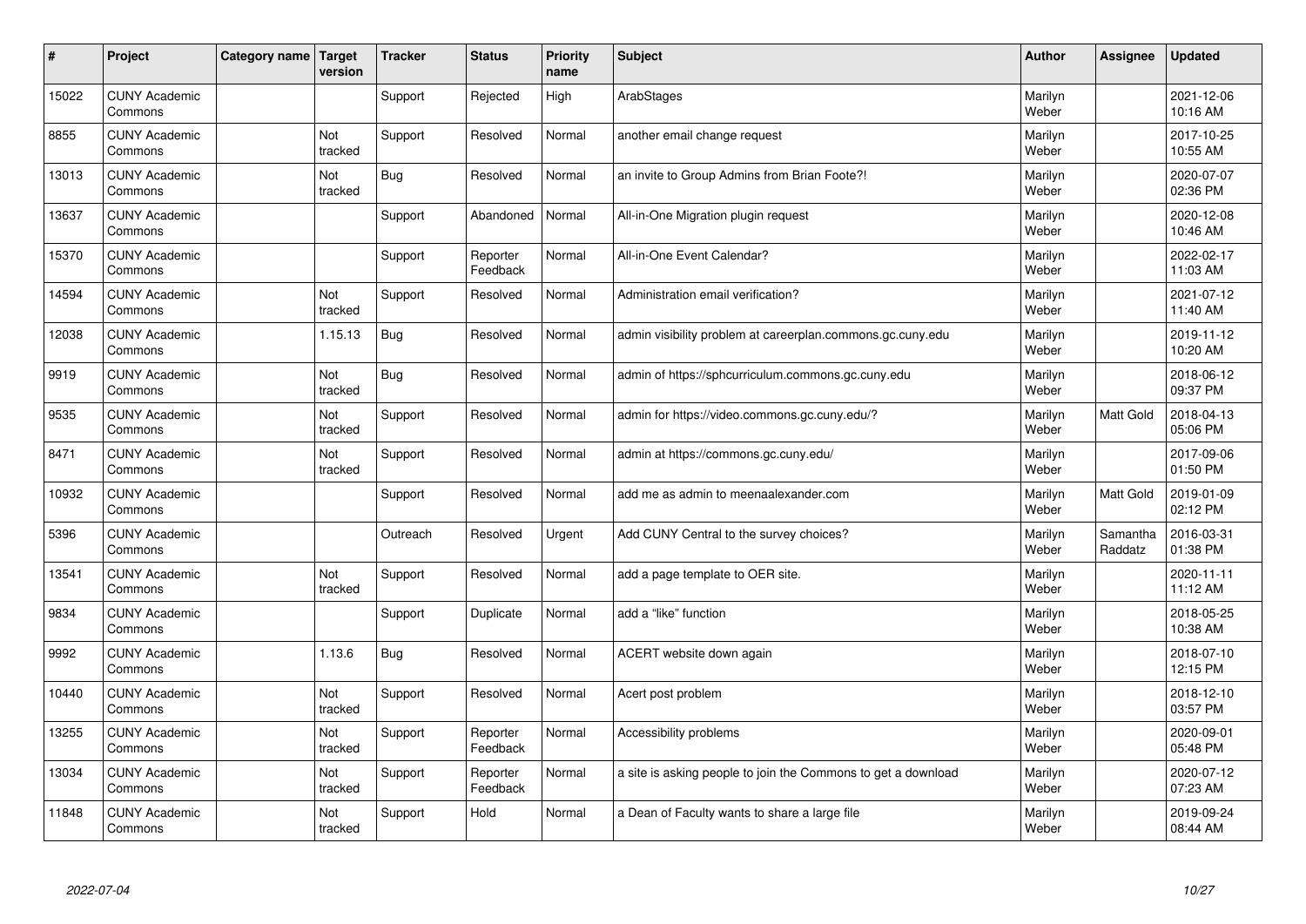| # | Project | Category name | Target version | Tracker | Status | Priority name | Subject | Author | Assignee | Updated |
|---|---|---|---|---|---|---|---|---|---|---|
| 15022 | CUNY Academic Commons | | | Support | Rejected | High | ArabStages | Marilyn Weber | | 2021-12-06 10:16 AM |
| 8855 | CUNY Academic Commons | | Not tracked | Support | Resolved | Normal | another email change request | Marilyn Weber | | 2017-10-25 10:55 AM |
| 13013 | CUNY Academic Commons | | Not tracked | Bug | Resolved | Normal | an invite to Group Admins from Brian Foote?! | Marilyn Weber | | 2020-07-07 02:36 PM |
| 13637 | CUNY Academic Commons | | | Support | Abandoned | Normal | All-in-One Migration plugin request | Marilyn Weber | | 2020-12-08 10:46 AM |
| 15370 | CUNY Academic Commons | | | Support | Reporter Feedback | Normal | All-in-One Event Calendar? | Marilyn Weber | | 2022-02-17 11:03 AM |
| 14594 | CUNY Academic Commons | | Not tracked | Support | Resolved | Normal | Administration email verification? | Marilyn Weber | | 2021-07-12 11:40 AM |
| 12038 | CUNY Academic Commons | | 1.15.13 | Bug | Resolved | Normal | admin visibility problem at careerplan.commons.gc.cuny.edu | Marilyn Weber | | 2019-11-12 10:20 AM |
| 9919 | CUNY Academic Commons | | Not tracked | Bug | Resolved | Normal | admin of https://sphcurriculum.commons.gc.cuny.edu | Marilyn Weber | | 2018-06-12 09:37 PM |
| 9535 | CUNY Academic Commons | | Not tracked | Support | Resolved | Normal | admin for https://video.commons.gc.cuny.edu/? | Marilyn Weber | Matt Gold | 2018-04-13 05:06 PM |
| 8471 | CUNY Academic Commons | | Not tracked | Support | Resolved | Normal | admin at https://commons.gc.cuny.edu/ | Marilyn Weber | | 2017-09-06 01:50 PM |
| 10932 | CUNY Academic Commons | | | Support | Resolved | Normal | add me as admin to meenaalexander.com | Marilyn Weber | Matt Gold | 2019-01-09 02:12 PM |
| 5396 | CUNY Academic Commons | | | Outreach | Resolved | Urgent | Add CUNY Central to the survey choices? | Marilyn Weber | Samantha Raddatz | 2016-03-31 01:38 PM |
| 13541 | CUNY Academic Commons | | Not tracked | Support | Resolved | Normal | add a page template to OER site. | Marilyn Weber | | 2020-11-11 11:12 AM |
| 9834 | CUNY Academic Commons | | | Support | Duplicate | Normal | add a "like" function | Marilyn Weber | | 2018-05-25 10:38 AM |
| 9992 | CUNY Academic Commons | | 1.13.6 | Bug | Resolved | Normal | ACERT website down again | Marilyn Weber | | 2018-07-10 12:15 PM |
| 10440 | CUNY Academic Commons | | Not tracked | Support | Resolved | Normal | Acert post problem | Marilyn Weber | | 2018-12-10 03:57 PM |
| 13255 | CUNY Academic Commons | | Not tracked | Support | Reporter Feedback | Normal | Accessibility problems | Marilyn Weber | | 2020-09-01 05:48 PM |
| 13034 | CUNY Academic Commons | | Not tracked | Support | Reporter Feedback | Normal | a site is asking people to join the Commons to get a download | Marilyn Weber | | 2020-07-12 07:23 AM |
| 11848 | CUNY Academic Commons | | Not tracked | Support | Hold | Normal | a Dean of Faculty wants to share a large file | Marilyn Weber | | 2019-09-24 08:44 AM |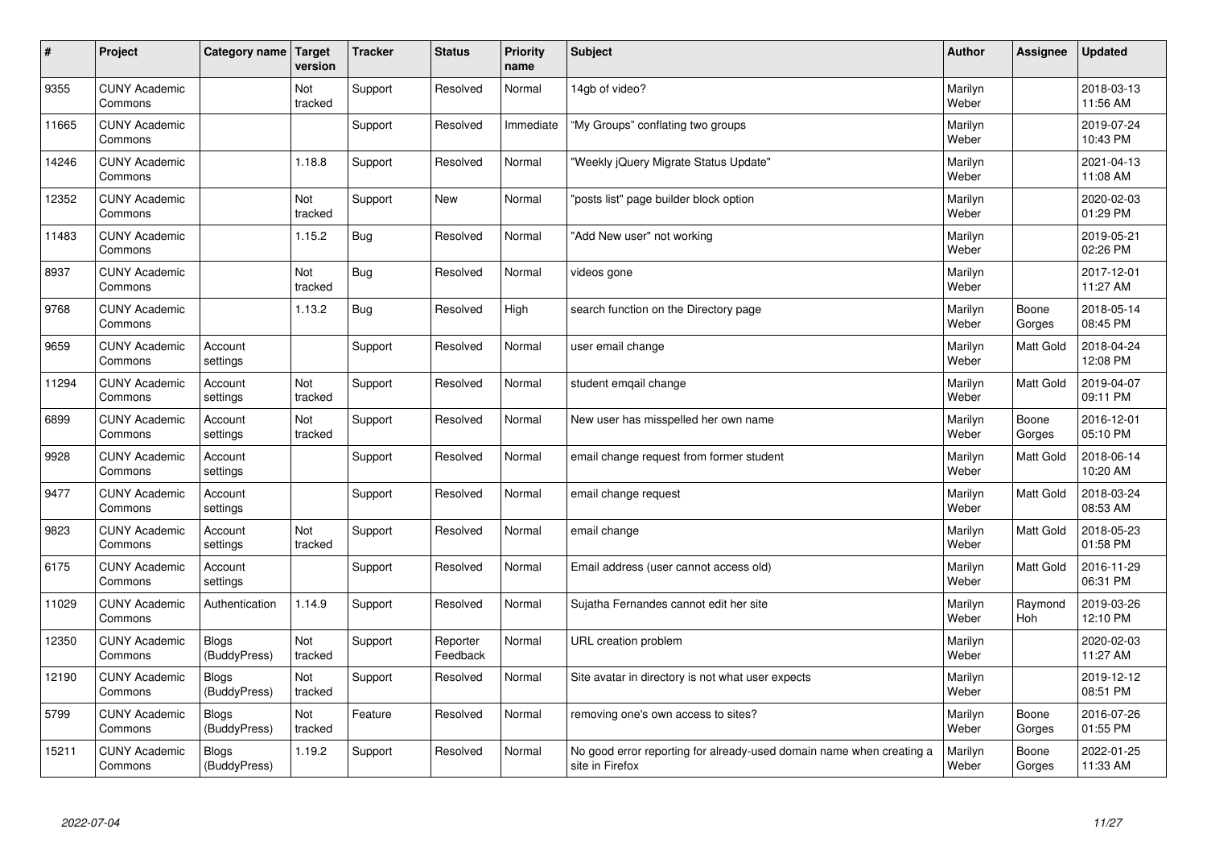| # | Project | Category name | Target version | Tracker | Status | Priority name | Subject | Author | Assignee | Updated |
|---|---|---|---|---|---|---|---|---|---|---|
| 9355 | CUNY Academic Commons | | Not tracked | Support | Resolved | Normal | 14gb of video? | Marilyn Weber | | 2018-03-13 11:56 AM |
| 11665 | CUNY Academic Commons | | | Support | Resolved | Immediate | "My Groups" conflating two groups | Marilyn Weber | | 2019-07-24 10:43 PM |
| 14246 | CUNY Academic Commons | | 1.18.8 | Support | Resolved | Normal | "Weekly jQuery Migrate Status Update" | Marilyn Weber | | 2021-04-13 11:08 AM |
| 12352 | CUNY Academic Commons | | Not tracked | Support | New | Normal | "posts list" page builder block option | Marilyn Weber | | 2020-02-03 01:29 PM |
| 11483 | CUNY Academic Commons | | 1.15.2 | Bug | Resolved | Normal | "Add New user" not working | Marilyn Weber | | 2019-05-21 02:26 PM |
| 8937 | CUNY Academic Commons | | Not tracked | Bug | Resolved | Normal | videos gone | Marilyn Weber | | 2017-12-01 11:27 AM |
| 9768 | CUNY Academic Commons | | 1.13.2 | Bug | Resolved | High | search function on the Directory page | Marilyn Weber | Boone Gorges | 2018-05-14 08:45 PM |
| 9659 | CUNY Academic Commons | Account settings | | Support | Resolved | Normal | user email change | Marilyn Weber | Matt Gold | 2018-04-24 12:08 PM |
| 11294 | CUNY Academic Commons | Account settings | Not tracked | Support | Resolved | Normal | student emqail change | Marilyn Weber | Matt Gold | 2019-04-07 09:11 PM |
| 6899 | CUNY Academic Commons | Account settings | Not tracked | Support | Resolved | Normal | New user has misspelled her own name | Marilyn Weber | Boone Gorges | 2016-12-01 05:10 PM |
| 9928 | CUNY Academic Commons | Account settings | | Support | Resolved | Normal | email change request from former student | Marilyn Weber | Matt Gold | 2018-06-14 10:20 AM |
| 9477 | CUNY Academic Commons | Account settings | | Support | Resolved | Normal | email change request | Marilyn Weber | Matt Gold | 2018-03-24 08:53 AM |
| 9823 | CUNY Academic Commons | Account settings | Not tracked | Support | Resolved | Normal | email change | Marilyn Weber | Matt Gold | 2018-05-23 01:58 PM |
| 6175 | CUNY Academic Commons | Account settings | | Support | Resolved | Normal | Email address (user cannot access old) | Marilyn Weber | Matt Gold | 2016-11-29 06:31 PM |
| 11029 | CUNY Academic Commons | Authentication | 1.14.9 | Support | Resolved | Normal | Sujatha Fernandes cannot edit her site | Marilyn Weber | Raymond Hoh | 2019-03-26 12:10 PM |
| 12350 | CUNY Academic Commons | Blogs (BuddyPress) | Not tracked | Support | Reporter Feedback | Normal | URL creation problem | Marilyn Weber | | 2020-02-03 11:27 AM |
| 12190 | CUNY Academic Commons | Blogs (BuddyPress) | Not tracked | Support | Resolved | Normal | Site avatar in directory is not what user expects | Marilyn Weber | | 2019-12-12 08:51 PM |
| 5799 | CUNY Academic Commons | Blogs (BuddyPress) | Not tracked | Feature | Resolved | Normal | removing one's own access to sites? | Marilyn Weber | Boone Gorges | 2016-07-26 01:55 PM |
| 15211 | CUNY Academic Commons | Blogs (BuddyPress) | 1.19.2 | Support | Resolved | Normal | No good error reporting for already-used domain name when creating a site in Firefox | Marilyn Weber | Boone Gorges | 2022-01-25 11:33 AM |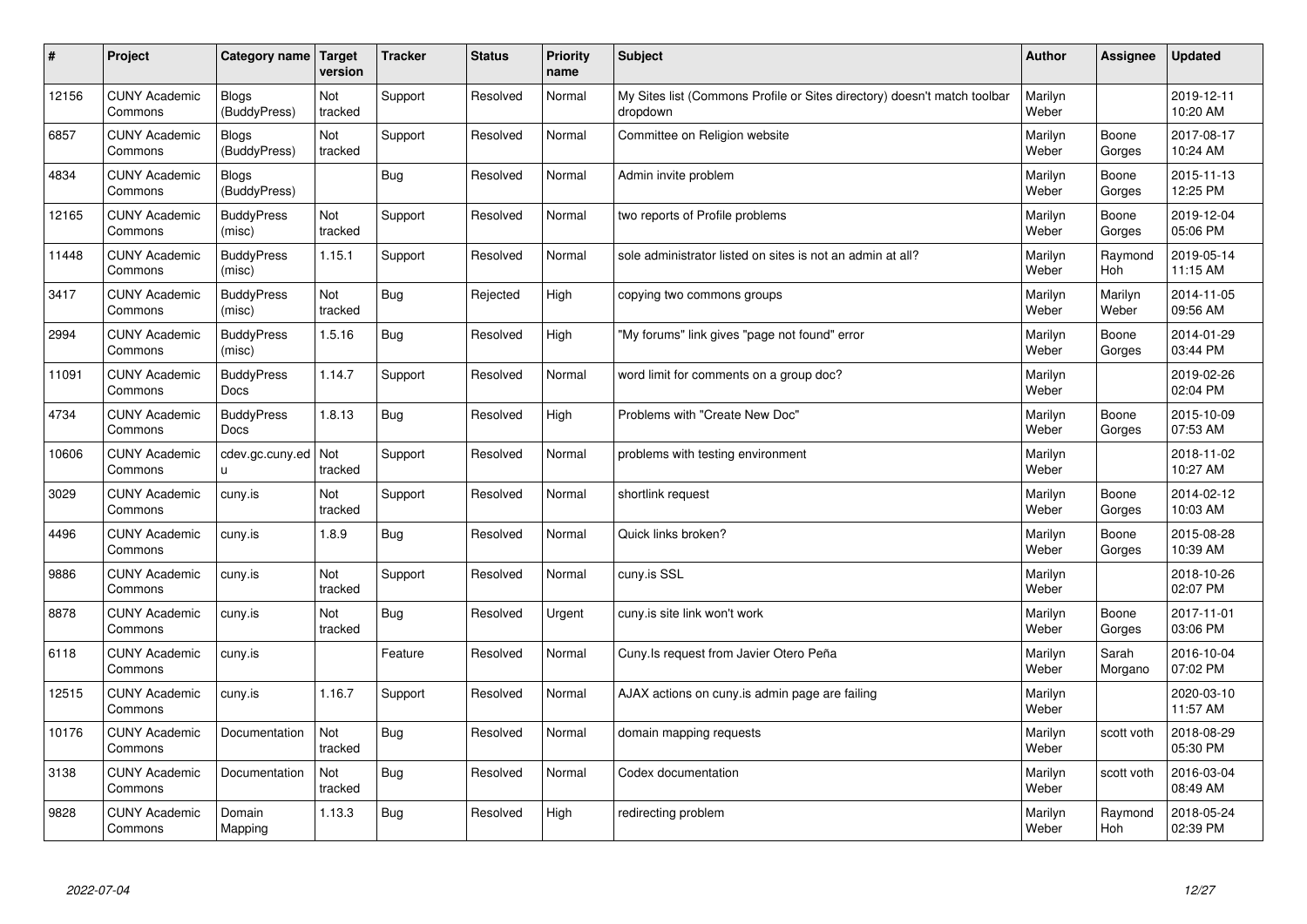| # | Project | Category name | Target version | Tracker | Status | Priority name | Subject | Author | Assignee | Updated |
|---|---|---|---|---|---|---|---|---|---|---|
| 12156 | CUNY Academic Commons | Blogs (BuddyPress) | Not tracked | Support | Resolved | Normal | My Sites list (Commons Profile or Sites directory) doesn't match toolbar dropdown | Marilyn Weber | | 2019-12-11 10:20 AM |
| 6857 | CUNY Academic Commons | Blogs (BuddyPress) | Not tracked | Support | Resolved | Normal | Committee on Religion website | Marilyn Weber | Boone Gorges | 2017-08-17 10:24 AM |
| 4834 | CUNY Academic Commons | Blogs (BuddyPress) | | Bug | Resolved | Normal | Admin invite problem | Marilyn Weber | Boone Gorges | 2015-11-13 12:25 PM |
| 12165 | CUNY Academic Commons | BuddyPress (misc) | Not tracked | Support | Resolved | Normal | two reports of Profile problems | Marilyn Weber | Boone Gorges | 2019-12-04 05:06 PM |
| 11448 | CUNY Academic Commons | BuddyPress (misc) | 1.15.1 | Support | Resolved | Normal | sole administrator listed on sites is not an admin at all? | Marilyn Weber | Raymond Hoh | 2019-05-14 11:15 AM |
| 3417 | CUNY Academic Commons | BuddyPress (misc) | Not tracked | Bug | Rejected | High | copying two commons groups | Marilyn Weber | Marilyn Weber | 2014-11-05 09:56 AM |
| 2994 | CUNY Academic Commons | BuddyPress (misc) | 1.5.16 | Bug | Resolved | High | "My forums" link gives "page not found" error | Marilyn Weber | Boone Gorges | 2014-01-29 03:44 PM |
| 11091 | CUNY Academic Commons | BuddyPress Docs | 1.14.7 | Support | Resolved | Normal | word limit for comments on a group doc? | Marilyn Weber | | 2019-02-26 02:04 PM |
| 4734 | CUNY Academic Commons | BuddyPress Docs | 1.8.13 | Bug | Resolved | High | Problems with "Create New Doc" | Marilyn Weber | Boone Gorges | 2015-10-09 07:53 AM |
| 10606 | CUNY Academic Commons | cdev.gc.cuny.edu | Not tracked | Support | Resolved | Normal | problems with testing environment | Marilyn Weber | | 2018-11-02 10:27 AM |
| 3029 | CUNY Academic Commons | cuny.is | Not tracked | Support | Resolved | Normal | shortlink request | Marilyn Weber | Boone Gorges | 2014-02-12 10:03 AM |
| 4496 | CUNY Academic Commons | cuny.is | 1.8.9 | Bug | Resolved | Normal | Quick links broken? | Marilyn Weber | Boone Gorges | 2015-08-28 10:39 AM |
| 9886 | CUNY Academic Commons | cuny.is | Not tracked | Support | Resolved | Normal | cuny.is SSL | Marilyn Weber | | 2018-10-26 02:07 PM |
| 8878 | CUNY Academic Commons | cuny.is | Not tracked | Bug | Resolved | Urgent | cuny.is site link won't work | Marilyn Weber | Boone Gorges | 2017-11-01 03:06 PM |
| 6118 | CUNY Academic Commons | cuny.is | | Feature | Resolved | Normal | Cuny.Is request from Javier Otero Peña | Marilyn Weber | Sarah Morgano | 2016-10-04 07:02 PM |
| 12515 | CUNY Academic Commons | cuny.is | 1.16.7 | Support | Resolved | Normal | AJAX actions on cuny.is admin page are failing | Marilyn Weber | | 2020-03-10 11:57 AM |
| 10176 | CUNY Academic Commons | Documentation | Not tracked | Bug | Resolved | Normal | domain mapping requests | Marilyn Weber | scott voth | 2018-08-29 05:30 PM |
| 3138 | CUNY Academic Commons | Documentation | Not tracked | Bug | Resolved | Normal | Codex documentation | Marilyn Weber | scott voth | 2016-03-04 08:49 AM |
| 9828 | CUNY Academic Commons | Domain Mapping | 1.13.3 | Bug | Resolved | High | redirecting problem | Marilyn Weber | Raymond Hoh | 2018-05-24 02:39 PM |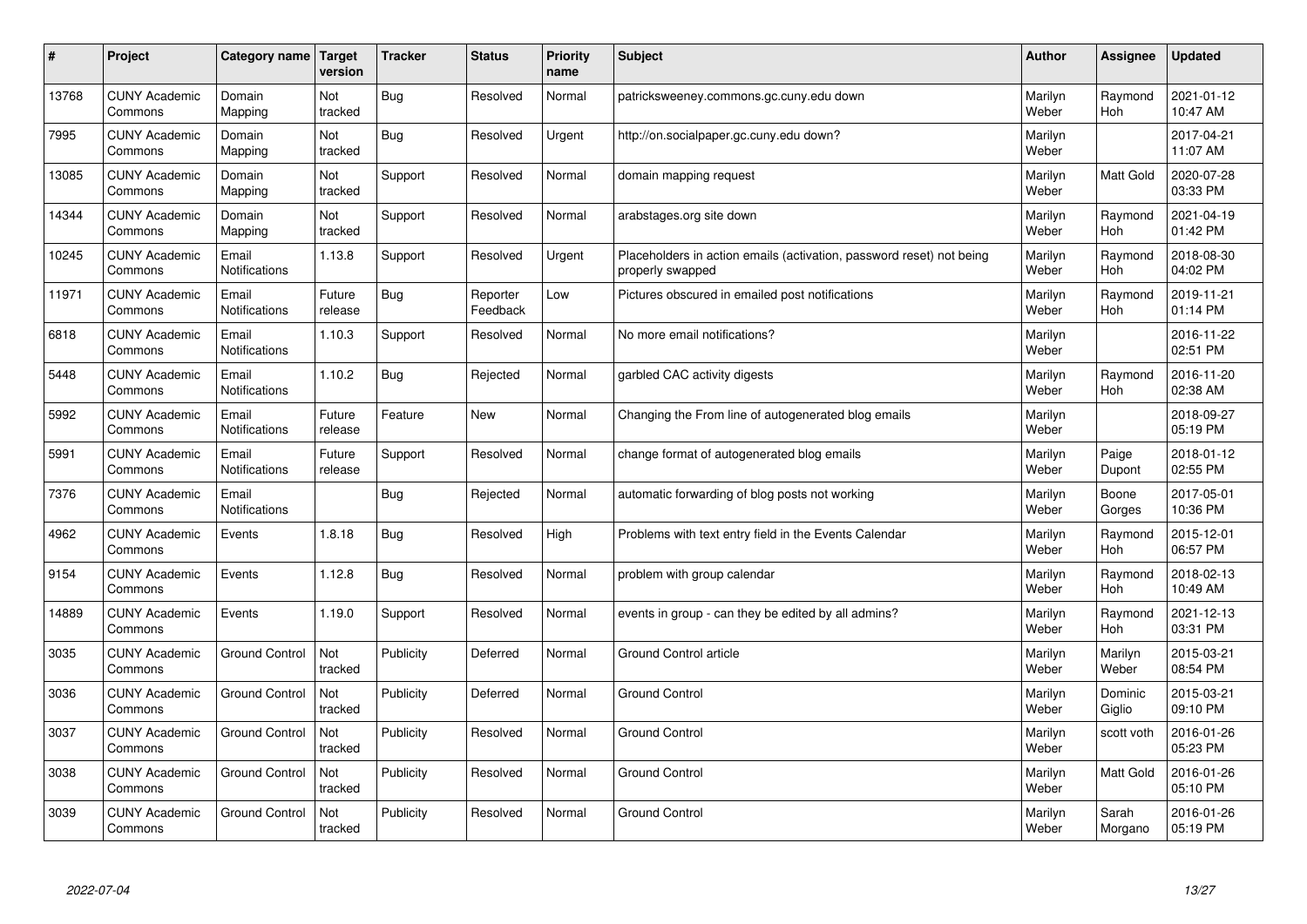| # | Project | Category name | Target version | Tracker | Status | Priority name | Subject | Author | Assignee | Updated |
|---|---|---|---|---|---|---|---|---|---|---|
| 13768 | CUNY Academic Commons | Domain Mapping | Not tracked | Bug | Resolved | Normal | patricksweeney.commons.gc.cuny.edu down | Marilyn Weber | Raymond Hoh | 2021-01-12 10:47 AM |
| 7995 | CUNY Academic Commons | Domain Mapping | Not tracked | Bug | Resolved | Urgent | http://on.socialpaper.gc.cuny.edu down? | Marilyn Weber | | 2017-04-21 11:07 AM |
| 13085 | CUNY Academic Commons | Domain Mapping | Not tracked | Support | Resolved | Normal | domain mapping request | Marilyn Weber | Matt Gold | 2020-07-28 03:33 PM |
| 14344 | CUNY Academic Commons | Domain Mapping | Not tracked | Support | Resolved | Normal | arabstages.org site down | Marilyn Weber | Raymond Hoh | 2021-04-19 01:42 PM |
| 10245 | CUNY Academic Commons | Email Notifications | 1.13.8 | Support | Resolved | Urgent | Placeholders in action emails (activation, password reset) not being properly swapped | Marilyn Weber | Raymond Hoh | 2018-08-30 04:02 PM |
| 11971 | CUNY Academic Commons | Email Notifications | Future release | Bug | Reporter Feedback | Low | Pictures obscured in emailed post notifications | Marilyn Weber | Raymond Hoh | 2019-11-21 01:14 PM |
| 6818 | CUNY Academic Commons | Email Notifications | 1.10.3 | Support | Resolved | Normal | No more email notifications? | Marilyn Weber | | 2016-11-22 02:51 PM |
| 5448 | CUNY Academic Commons | Email Notifications | 1.10.2 | Bug | Rejected | Normal | garbled CAC activity digests | Marilyn Weber | Raymond Hoh | 2016-11-20 02:38 AM |
| 5992 | CUNY Academic Commons | Email Notifications | Future release | Feature | New | Normal | Changing the From line of autogenerated blog emails | Marilyn Weber | | 2018-09-27 05:19 PM |
| 5991 | CUNY Academic Commons | Email Notifications | Future release | Support | Resolved | Normal | change format of autogenerated blog emails | Marilyn Weber | Paige Dupont | 2018-01-12 02:55 PM |
| 7376 | CUNY Academic Commons | Email Notifications | | Bug | Rejected | Normal | automatic forwarding of blog posts not working | Marilyn Weber | Boone Gorges | 2017-05-01 10:36 PM |
| 4962 | CUNY Academic Commons | Events | 1.8.18 | Bug | Resolved | High | Problems with text entry field in the Events Calendar | Marilyn Weber | Raymond Hoh | 2015-12-01 06:57 PM |
| 9154 | CUNY Academic Commons | Events | 1.12.8 | Bug | Resolved | Normal | problem with group calendar | Marilyn Weber | Raymond Hoh | 2018-02-13 10:49 AM |
| 14889 | CUNY Academic Commons | Events | 1.19.0 | Support | Resolved | Normal | events in group - can they be edited by all admins? | Marilyn Weber | Raymond Hoh | 2021-12-13 03:31 PM |
| 3035 | CUNY Academic Commons | Ground Control | Not tracked | Publicity | Deferred | Normal | Ground Control article | Marilyn Weber | Marilyn Weber | 2015-03-21 08:54 PM |
| 3036 | CUNY Academic Commons | Ground Control | Not tracked | Publicity | Deferred | Normal | Ground Control | Marilyn Weber | Dominic Giglio | 2015-03-21 09:10 PM |
| 3037 | CUNY Academic Commons | Ground Control | Not tracked | Publicity | Resolved | Normal | Ground Control | Marilyn Weber | scott voth | 2016-01-26 05:23 PM |
| 3038 | CUNY Academic Commons | Ground Control | Not tracked | Publicity | Resolved | Normal | Ground Control | Marilyn Weber | Matt Gold | 2016-01-26 05:10 PM |
| 3039 | CUNY Academic Commons | Ground Control | Not tracked | Publicity | Resolved | Normal | Ground Control | Marilyn Weber | Sarah Morgano | 2016-01-26 05:19 PM |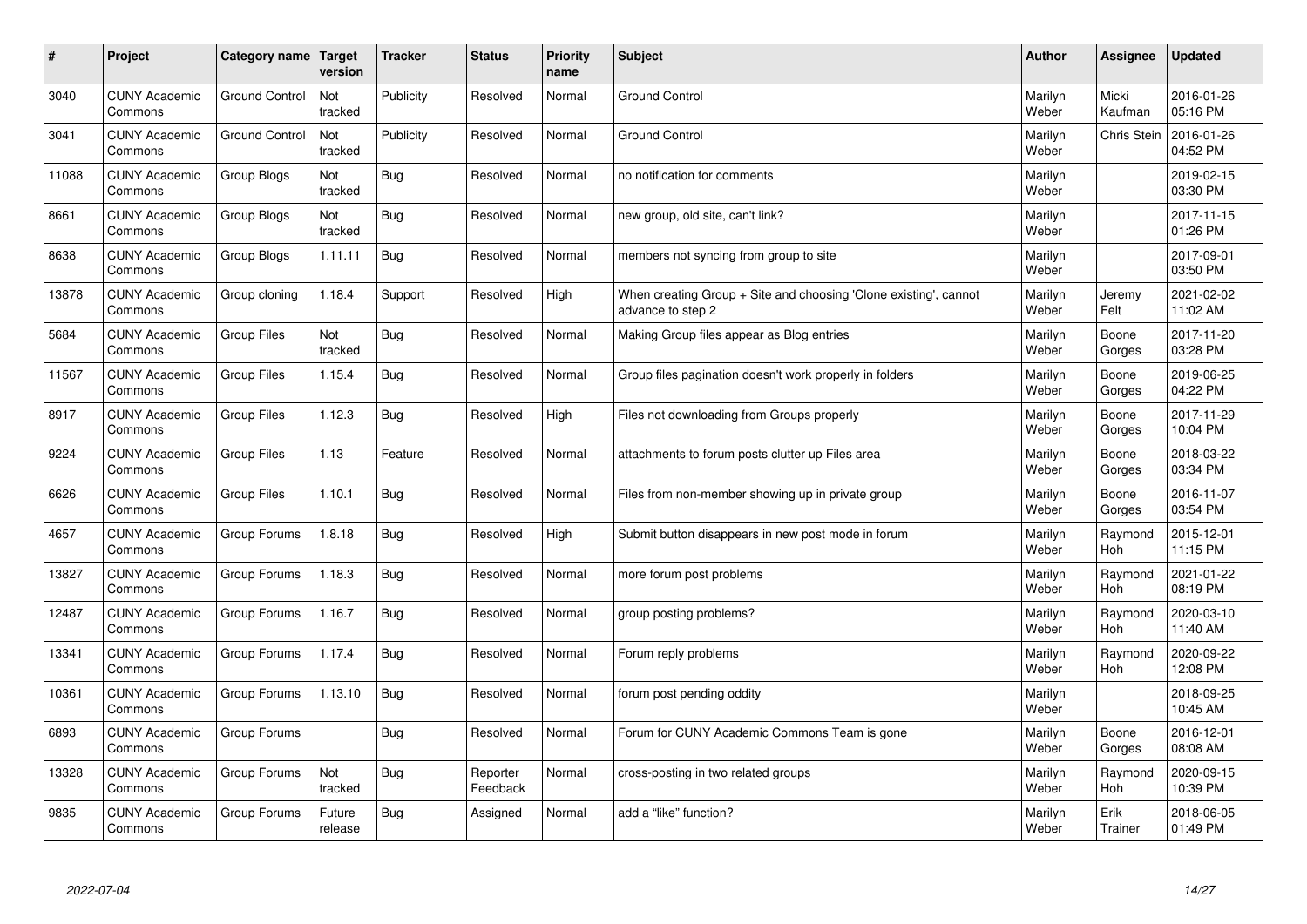| # | Project | Category name | Target version | Tracker | Status | Priority name | Subject | Author | Assignee | Updated |
|---|---|---|---|---|---|---|---|---|---|---|
| 3040 | CUNY Academic Commons | Ground Control | Not tracked | Publicity | Resolved | Normal | Ground Control | Marilyn Weber | Micki Kaufman | 2016-01-26 05:16 PM |
| 3041 | CUNY Academic Commons | Ground Control | Not tracked | Publicity | Resolved | Normal | Ground Control | Marilyn Weber | Chris Stein | 2016-01-26 04:52 PM |
| 11088 | CUNY Academic Commons | Group Blogs | Not tracked | Bug | Resolved | Normal | no notification for comments | Marilyn Weber | | 2019-02-15 03:30 PM |
| 8661 | CUNY Academic Commons | Group Blogs | Not tracked | Bug | Resolved | Normal | new group, old site, can't link? | Marilyn Weber | | 2017-11-15 01:26 PM |
| 8638 | CUNY Academic Commons | Group Blogs | 1.11.11 | Bug | Resolved | Normal | members not syncing from group to site | Marilyn Weber | | 2017-09-01 03:50 PM |
| 13878 | CUNY Academic Commons | Group cloning | 1.18.4 | Support | Resolved | High | When creating Group + Site and choosing 'Clone existing', cannot advance to step 2 | Marilyn Weber | Jeremy Felt | 2021-02-02 11:02 AM |
| 5684 | CUNY Academic Commons | Group Files | Not tracked | Bug | Resolved | Normal | Making Group files appear as Blog entries | Marilyn Weber | Boone Gorges | 2017-11-20 03:28 PM |
| 11567 | CUNY Academic Commons | Group Files | 1.15.4 | Bug | Resolved | Normal | Group files pagination doesn't work properly in folders | Marilyn Weber | Boone Gorges | 2019-06-25 04:22 PM |
| 8917 | CUNY Academic Commons | Group Files | 1.12.3 | Bug | Resolved | High | Files not downloading from Groups properly | Marilyn Weber | Boone Gorges | 2017-11-29 10:04 PM |
| 9224 | CUNY Academic Commons | Group Files | 1.13 | Feature | Resolved | Normal | attachments to forum posts clutter up Files area | Marilyn Weber | Boone Gorges | 2018-03-22 03:34 PM |
| 6626 | CUNY Academic Commons | Group Files | 1.10.1 | Bug | Resolved | Normal | Files from non-member showing up in private group | Marilyn Weber | Boone Gorges | 2016-11-07 03:54 PM |
| 4657 | CUNY Academic Commons | Group Forums | 1.8.18 | Bug | Resolved | High | Submit button disappears in new post mode in forum | Marilyn Weber | Raymond Hoh | 2015-12-01 11:15 PM |
| 13827 | CUNY Academic Commons | Group Forums | 1.18.3 | Bug | Resolved | Normal | more forum post problems | Marilyn Weber | Raymond Hoh | 2021-01-22 08:19 PM |
| 12487 | CUNY Academic Commons | Group Forums | 1.16.7 | Bug | Resolved | Normal | group posting problems? | Marilyn Weber | Raymond Hoh | 2020-03-10 11:40 AM |
| 13341 | CUNY Academic Commons | Group Forums | 1.17.4 | Bug | Resolved | Normal | Forum reply problems | Marilyn Weber | Raymond Hoh | 2020-09-22 12:08 PM |
| 10361 | CUNY Academic Commons | Group Forums | 1.13.10 | Bug | Resolved | Normal | forum post pending oddity | Marilyn Weber | | 2018-09-25 10:45 AM |
| 6893 | CUNY Academic Commons | Group Forums | | Bug | Resolved | Normal | Forum for CUNY Academic Commons Team is gone | Marilyn Weber | Boone Gorges | 2016-12-01 08:08 AM |
| 13328 | CUNY Academic Commons | Group Forums | Not tracked | Bug | Reporter Feedback | Normal | cross-posting in two related groups | Marilyn Weber | Raymond Hoh | 2020-09-15 10:39 PM |
| 9835 | CUNY Academic Commons | Group Forums | Future release | Bug | Assigned | Normal | add a "like" function? | Marilyn Weber | Erik Trainer | 2018-06-05 01:49 PM |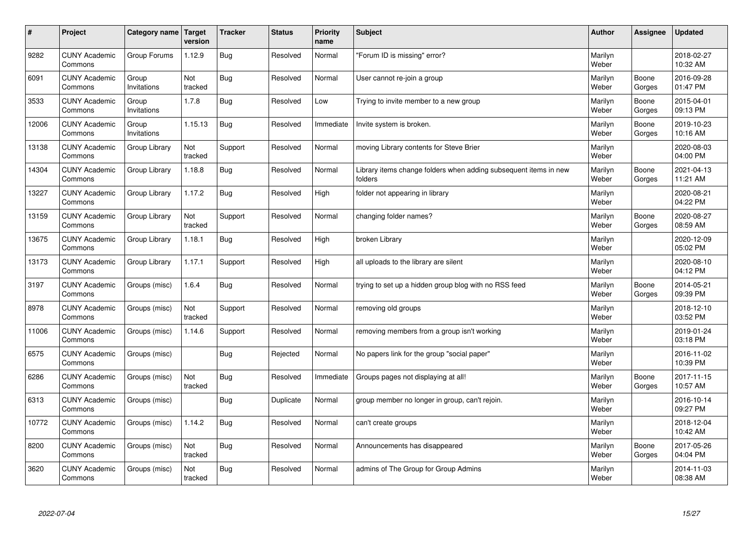| # | Project | Category name | Target version | Tracker | Status | Priority name | Subject | Author | Assignee | Updated |
|---|---|---|---|---|---|---|---|---|---|---|
| 9282 | CUNY Academic Commons | Group Forums | 1.12.9 | Bug | Resolved | Normal | "Forum ID is missing" error? | Marilyn Weber | | 2018-02-27 10:32 AM |
| 6091 | CUNY Academic Commons | Group Invitations | Not tracked | Bug | Resolved | Normal | User cannot re-join a group | Marilyn Weber | Boone Gorges | 2016-09-28 01:47 PM |
| 3533 | CUNY Academic Commons | Group Invitations | 1.7.8 | Bug | Resolved | Low | Trying to invite member to a new group | Marilyn Weber | Boone Gorges | 2015-04-01 09:13 PM |
| 12006 | CUNY Academic Commons | Group Invitations | 1.15.13 | Bug | Resolved | Immediate | Invite system is broken. | Marilyn Weber | Boone Gorges | 2019-10-23 10:16 AM |
| 13138 | CUNY Academic Commons | Group Library | Not tracked | Support | Resolved | Normal | moving Library contents for Steve Brier | Marilyn Weber | | 2020-08-03 04:00 PM |
| 14304 | CUNY Academic Commons | Group Library | 1.18.8 | Bug | Resolved | Normal | Library items change folders when adding subsequent items in new folders | Marilyn Weber | Boone Gorges | 2021-04-13 11:21 AM |
| 13227 | CUNY Academic Commons | Group Library | 1.17.2 | Bug | Resolved | High | folder not appearing in library | Marilyn Weber | | 2020-08-21 04:22 PM |
| 13159 | CUNY Academic Commons | Group Library | Not tracked | Support | Resolved | Normal | changing folder names? | Marilyn Weber | Boone Gorges | 2020-08-27 08:59 AM |
| 13675 | CUNY Academic Commons | Group Library | 1.18.1 | Bug | Resolved | High | broken Library | Marilyn Weber | | 2020-12-09 05:02 PM |
| 13173 | CUNY Academic Commons | Group Library | 1.17.1 | Support | Resolved | High | all uploads to the library are silent | Marilyn Weber | | 2020-08-10 04:12 PM |
| 3197 | CUNY Academic Commons | Groups (misc) | 1.6.4 | Bug | Resolved | Normal | trying to set up a hidden group blog with no RSS feed | Marilyn Weber | Boone Gorges | 2014-05-21 09:39 PM |
| 8978 | CUNY Academic Commons | Groups (misc) | Not tracked | Support | Resolved | Normal | removing old groups | Marilyn Weber | | 2018-12-10 03:52 PM |
| 11006 | CUNY Academic Commons | Groups (misc) | 1.14.6 | Support | Resolved | Normal | removing members from a group isn't working | Marilyn Weber | | 2019-01-24 03:18 PM |
| 6575 | CUNY Academic Commons | Groups (misc) | | Bug | Rejected | Normal | No papers link for the group "social paper" | Marilyn Weber | | 2016-11-02 10:39 PM |
| 6286 | CUNY Academic Commons | Groups (misc) | Not tracked | Bug | Resolved | Immediate | Groups pages not displaying at all! | Marilyn Weber | Boone Gorges | 2017-11-15 10:57 AM |
| 6313 | CUNY Academic Commons | Groups (misc) | | Bug | Duplicate | Normal | group member no longer in group, can't rejoin. | Marilyn Weber | | 2016-10-14 09:27 PM |
| 10772 | CUNY Academic Commons | Groups (misc) | 1.14.2 | Bug | Resolved | Normal | can't create groups | Marilyn Weber | | 2018-12-04 10:42 AM |
| 8200 | CUNY Academic Commons | Groups (misc) | Not tracked | Bug | Resolved | Normal | Announcements has disappeared | Marilyn Weber | Boone Gorges | 2017-05-26 04:04 PM |
| 3620 | CUNY Academic Commons | Groups (misc) | Not tracked | Bug | Resolved | Normal | admins of The Group for Group Admins | Marilyn Weber | | 2014-11-03 08:38 AM |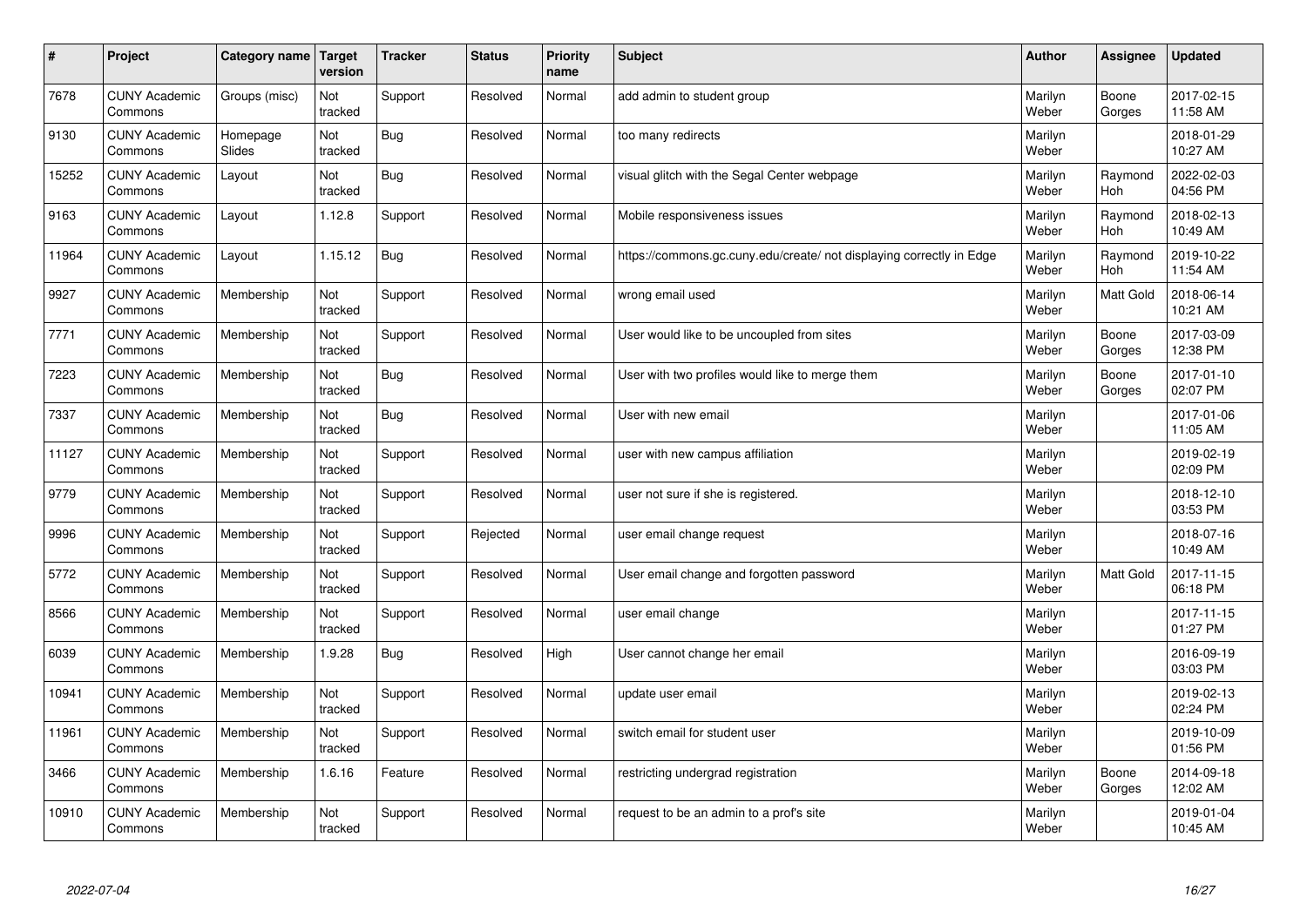| # | Project | Category name | Target version | Tracker | Status | Priority name | Subject | Author | Assignee | Updated |
| --- | --- | --- | --- | --- | --- | --- | --- | --- | --- | --- |
| 7678 | CUNY Academic Commons | Groups (misc) | Not tracked | Support | Resolved | Normal | add admin to student group | Marilyn Weber | Boone Gorges | 2017-02-15 11:58 AM |
| 9130 | CUNY Academic Commons | Homepage Slides | Not tracked | Bug | Resolved | Normal | too many redirects | Marilyn Weber |  | 2018-01-29 10:27 AM |
| 15252 | CUNY Academic Commons | Layout | Not tracked | Bug | Resolved | Normal | visual glitch with the Segal Center webpage | Marilyn Weber | Raymond Hoh | 2022-02-03 04:56 PM |
| 9163 | CUNY Academic Commons | Layout | 1.12.8 | Support | Resolved | Normal | Mobile responsiveness issues | Marilyn Weber | Raymond Hoh | 2018-02-13 10:49 AM |
| 11964 | CUNY Academic Commons | Layout | 1.15.12 | Bug | Resolved | Normal | https://commons.gc.cuny.edu/create/ not displaying correctly in Edge | Marilyn Weber | Raymond Hoh | 2019-10-22 11:54 AM |
| 9927 | CUNY Academic Commons | Membership | Not tracked | Support | Resolved | Normal | wrong email used | Marilyn Weber | Matt Gold | 2018-06-14 10:21 AM |
| 7771 | CUNY Academic Commons | Membership | Not tracked | Support | Resolved | Normal | User would like to be uncoupled from sites | Marilyn Weber | Boone Gorges | 2017-03-09 12:38 PM |
| 7223 | CUNY Academic Commons | Membership | Not tracked | Bug | Resolved | Normal | User with two profiles would like to merge them | Marilyn Weber | Boone Gorges | 2017-01-10 02:07 PM |
| 7337 | CUNY Academic Commons | Membership | Not tracked | Bug | Resolved | Normal | User with new email | Marilyn Weber |  | 2017-01-06 11:05 AM |
| 11127 | CUNY Academic Commons | Membership | Not tracked | Support | Resolved | Normal | user with new campus affiliation | Marilyn Weber |  | 2019-02-19 02:09 PM |
| 9779 | CUNY Academic Commons | Membership | Not tracked | Support | Resolved | Normal | user not sure if she is registered. | Marilyn Weber |  | 2018-12-10 03:53 PM |
| 9996 | CUNY Academic Commons | Membership | Not tracked | Support | Rejected | Normal | user email change request | Marilyn Weber |  | 2018-07-16 10:49 AM |
| 5772 | CUNY Academic Commons | Membership | Not tracked | Support | Resolved | Normal | User email change and forgotten password | Marilyn Weber | Matt Gold | 2017-11-15 06:18 PM |
| 8566 | CUNY Academic Commons | Membership | Not tracked | Support | Resolved | Normal | user email change | Marilyn Weber |  | 2017-11-15 01:27 PM |
| 6039 | CUNY Academic Commons | Membership | 1.9.28 | Bug | Resolved | High | User cannot change her email | Marilyn Weber |  | 2016-09-19 03:03 PM |
| 10941 | CUNY Academic Commons | Membership | Not tracked | Support | Resolved | Normal | update user email | Marilyn Weber |  | 2019-02-13 02:24 PM |
| 11961 | CUNY Academic Commons | Membership | Not tracked | Support | Resolved | Normal | switch email for student user | Marilyn Weber |  | 2019-10-09 01:56 PM |
| 3466 | CUNY Academic Commons | Membership | 1.6.16 | Feature | Resolved | Normal | restricting undergrad registration | Marilyn Weber | Boone Gorges | 2014-09-18 12:02 AM |
| 10910 | CUNY Academic Commons | Membership | Not tracked | Support | Resolved | Normal | request to be an admin to a prof's site | Marilyn Weber |  | 2019-01-04 10:45 AM |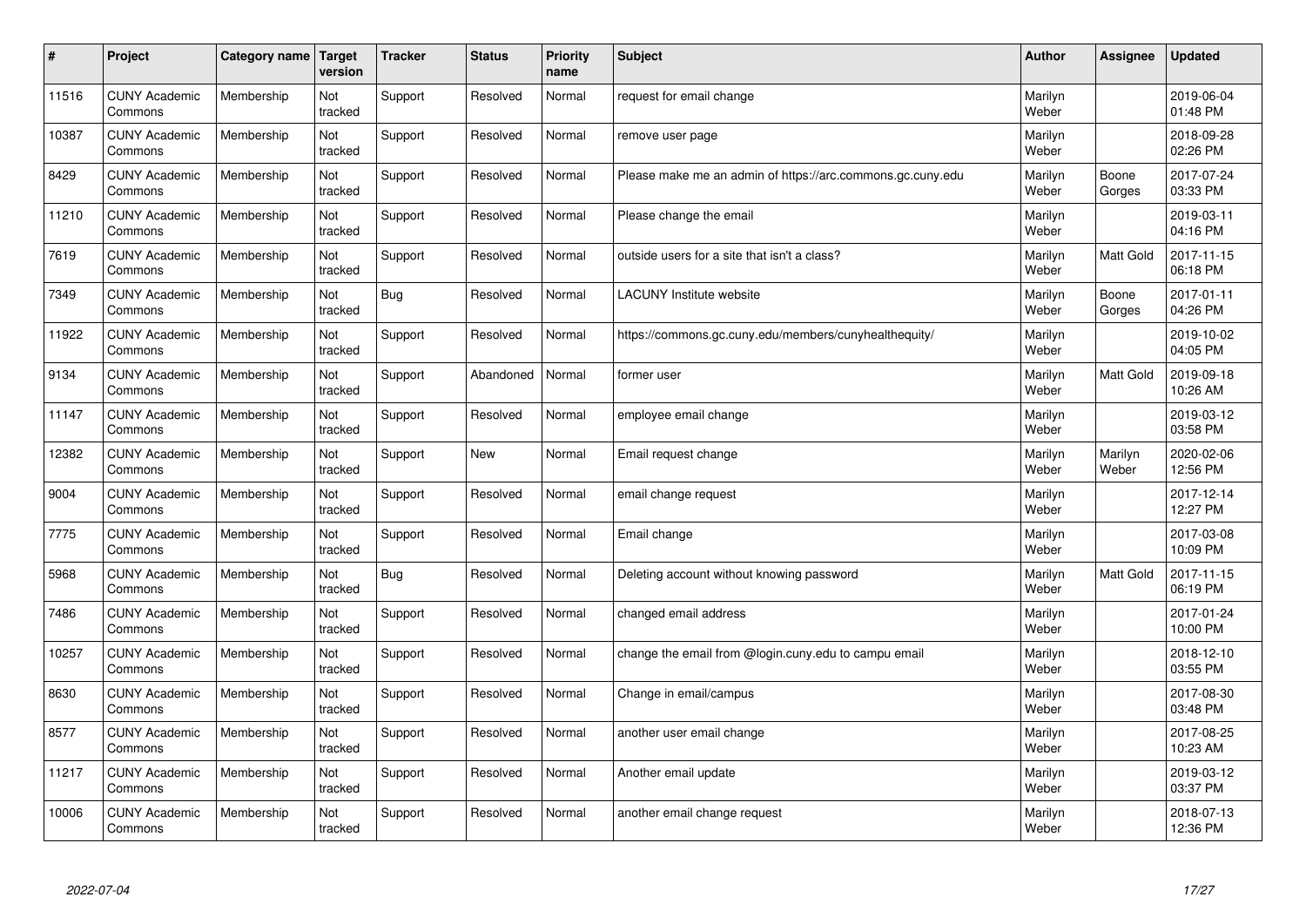| # | Project | Category name | Target version | Tracker | Status | Priority name | Subject | Author | Assignee | Updated |
|---|---|---|---|---|---|---|---|---|---|---|
| 11516 | CUNY Academic Commons | Membership | Not tracked | Support | Resolved | Normal | request for email change | Marilyn Weber | | 2019-06-04 01:48 PM |
| 10387 | CUNY Academic Commons | Membership | Not tracked | Support | Resolved | Normal | remove user page | Marilyn Weber | | 2018-09-28 02:26 PM |
| 8429 | CUNY Academic Commons | Membership | Not tracked | Support | Resolved | Normal | Please make me an admin of https://arc.commons.gc.cuny.edu | Marilyn Weber | Boone Gorges | 2017-07-24 03:33 PM |
| 11210 | CUNY Academic Commons | Membership | Not tracked | Support | Resolved | Normal | Please change the email | Marilyn Weber | | 2019-03-11 04:16 PM |
| 7619 | CUNY Academic Commons | Membership | Not tracked | Support | Resolved | Normal | outside users for a site that isn't a class? | Marilyn Weber | Matt Gold | 2017-11-15 06:18 PM |
| 7349 | CUNY Academic Commons | Membership | Not tracked | Bug | Resolved | Normal | LACUNY Institute website | Marilyn Weber | Boone Gorges | 2017-01-11 04:26 PM |
| 11922 | CUNY Academic Commons | Membership | Not tracked | Support | Resolved | Normal | https://commons.gc.cuny.edu/members/cunyhealthequity/ | Marilyn Weber | | 2019-10-02 04:05 PM |
| 9134 | CUNY Academic Commons | Membership | Not tracked | Support | Abandoned | Normal | former user | Marilyn Weber | Matt Gold | 2019-09-18 10:26 AM |
| 11147 | CUNY Academic Commons | Membership | Not tracked | Support | Resolved | Normal | employee email change | Marilyn Weber | | 2019-03-12 03:58 PM |
| 12382 | CUNY Academic Commons | Membership | Not tracked | Support | New | Normal | Email request change | Marilyn Weber | Marilyn Weber | 2020-02-06 12:56 PM |
| 9004 | CUNY Academic Commons | Membership | Not tracked | Support | Resolved | Normal | email change request | Marilyn Weber | | 2017-12-14 12:27 PM |
| 7775 | CUNY Academic Commons | Membership | Not tracked | Support | Resolved | Normal | Email change | Marilyn Weber | | 2017-03-08 10:09 PM |
| 5968 | CUNY Academic Commons | Membership | Not tracked | Bug | Resolved | Normal | Deleting account without knowing password | Marilyn Weber | Matt Gold | 2017-11-15 06:19 PM |
| 7486 | CUNY Academic Commons | Membership | Not tracked | Support | Resolved | Normal | changed email address | Marilyn Weber | | 2017-01-24 10:00 PM |
| 10257 | CUNY Academic Commons | Membership | Not tracked | Support | Resolved | Normal | change the email from @login.cuny.edu to campu email | Marilyn Weber | | 2018-12-10 03:55 PM |
| 8630 | CUNY Academic Commons | Membership | Not tracked | Support | Resolved | Normal | Change in email/campus | Marilyn Weber | | 2017-08-30 03:48 PM |
| 8577 | CUNY Academic Commons | Membership | Not tracked | Support | Resolved | Normal | another user email change | Marilyn Weber | | 2017-08-25 10:23 AM |
| 11217 | CUNY Academic Commons | Membership | Not tracked | Support | Resolved | Normal | Another email update | Marilyn Weber | | 2019-03-12 03:37 PM |
| 10006 | CUNY Academic Commons | Membership | Not tracked | Support | Resolved | Normal | another email change request | Marilyn Weber | | 2018-07-13 12:36 PM |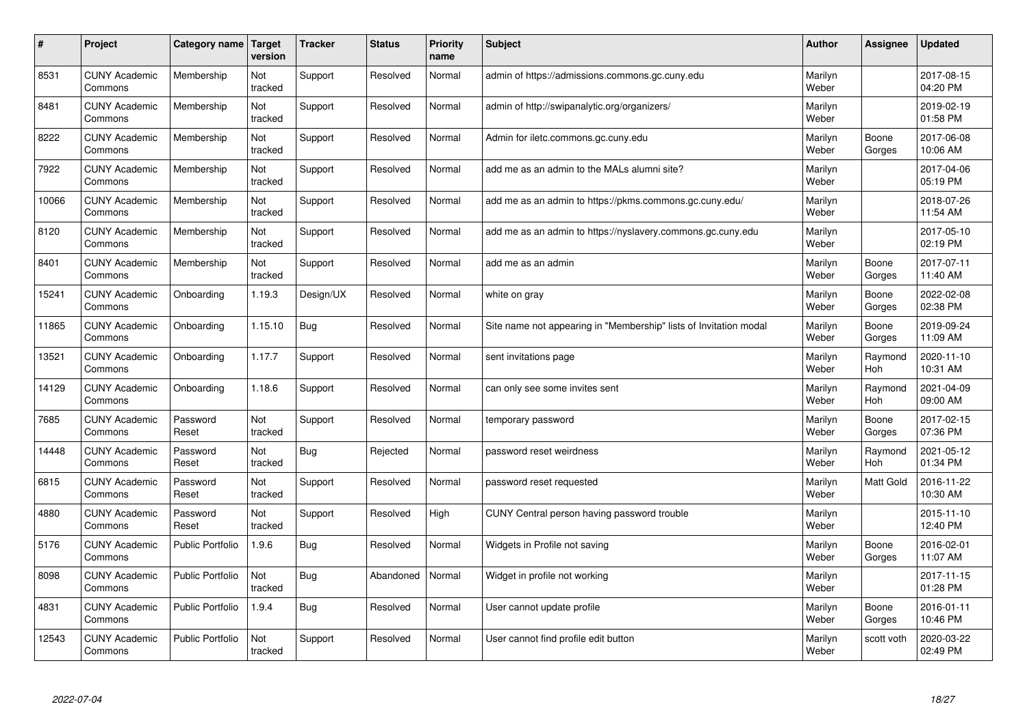| # | Project | Category name | Target version | Tracker | Status | Priority name | Subject | Author | Assignee | Updated |
|---|---|---|---|---|---|---|---|---|---|---|
| 8531 | CUNY Academic Commons | Membership | Not tracked | Support | Resolved | Normal | admin of https://admissions.commons.gc.cuny.edu | Marilyn Weber | | 2017-08-15 04:20 PM |
| 8481 | CUNY Academic Commons | Membership | Not tracked | Support | Resolved | Normal | admin of http://swipanalytic.org/organizers/ | Marilyn Weber | | 2019-02-19 01:58 PM |
| 8222 | CUNY Academic Commons | Membership | Not tracked | Support | Resolved | Normal | Admin for iletc.commons.gc.cuny.edu | Marilyn Weber | Boone Gorges | 2017-06-08 10:06 AM |
| 7922 | CUNY Academic Commons | Membership | Not tracked | Support | Resolved | Normal | add me as an admin to the MALs alumni site? | Marilyn Weber | | 2017-04-06 05:19 PM |
| 10066 | CUNY Academic Commons | Membership | Not tracked | Support | Resolved | Normal | add me as an admin to https://pkms.commons.gc.cuny.edu/ | Marilyn Weber | | 2018-07-26 11:54 AM |
| 8120 | CUNY Academic Commons | Membership | Not tracked | Support | Resolved | Normal | add me as an admin to https://nyslavery.commons.gc.cuny.edu | Marilyn Weber | | 2017-05-10 02:19 PM |
| 8401 | CUNY Academic Commons | Membership | Not tracked | Support | Resolved | Normal | add me as an admin | Marilyn Weber | Boone Gorges | 2017-07-11 11:40 AM |
| 15241 | CUNY Academic Commons | Onboarding | 1.19.3 | Design/UX | Resolved | Normal | white on gray | Marilyn Weber | Boone Gorges | 2022-02-08 02:38 PM |
| 11865 | CUNY Academic Commons | Onboarding | 1.15.10 | Bug | Resolved | Normal | Site name not appearing in "Membership" lists of Invitation modal | Marilyn Weber | Boone Gorges | 2019-09-24 11:09 AM |
| 13521 | CUNY Academic Commons | Onboarding | 1.17.7 | Support | Resolved | Normal | sent invitations page | Marilyn Weber | Raymond Hoh | 2020-11-10 10:31 AM |
| 14129 | CUNY Academic Commons | Onboarding | 1.18.6 | Support | Resolved | Normal | can only see some invites sent | Marilyn Weber | Raymond Hoh | 2021-04-09 09:00 AM |
| 7685 | CUNY Academic Commons | Password Reset | Not tracked | Support | Resolved | Normal | temporary password | Marilyn Weber | Boone Gorges | 2017-02-15 07:36 PM |
| 14448 | CUNY Academic Commons | Password Reset | Not tracked | Bug | Rejected | Normal | password reset weirdness | Marilyn Weber | Raymond Hoh | 2021-05-12 01:34 PM |
| 6815 | CUNY Academic Commons | Password Reset | Not tracked | Support | Resolved | Normal | password reset requested | Marilyn Weber | Matt Gold | 2016-11-22 10:30 AM |
| 4880 | CUNY Academic Commons | Password Reset | Not tracked | Support | Resolved | High | CUNY Central person having password trouble | Marilyn Weber | | 2015-11-10 12:40 PM |
| 5176 | CUNY Academic Commons | Public Portfolio | 1.9.6 | Bug | Resolved | Normal | Widgets in Profile not saving | Marilyn Weber | Boone Gorges | 2016-02-01 11:07 AM |
| 8098 | CUNY Academic Commons | Public Portfolio | Not tracked | Bug | Abandoned | Normal | Widget in profile not working | Marilyn Weber | | 2017-11-15 01:28 PM |
| 4831 | CUNY Academic Commons | Public Portfolio | 1.9.4 | Bug | Resolved | Normal | User cannot update profile | Marilyn Weber | Boone Gorges | 2016-01-11 10:46 PM |
| 12543 | CUNY Academic Commons | Public Portfolio | Not tracked | Support | Resolved | Normal | User cannot find profile edit button | Marilyn Weber | scott voth | 2020-03-22 02:49 PM |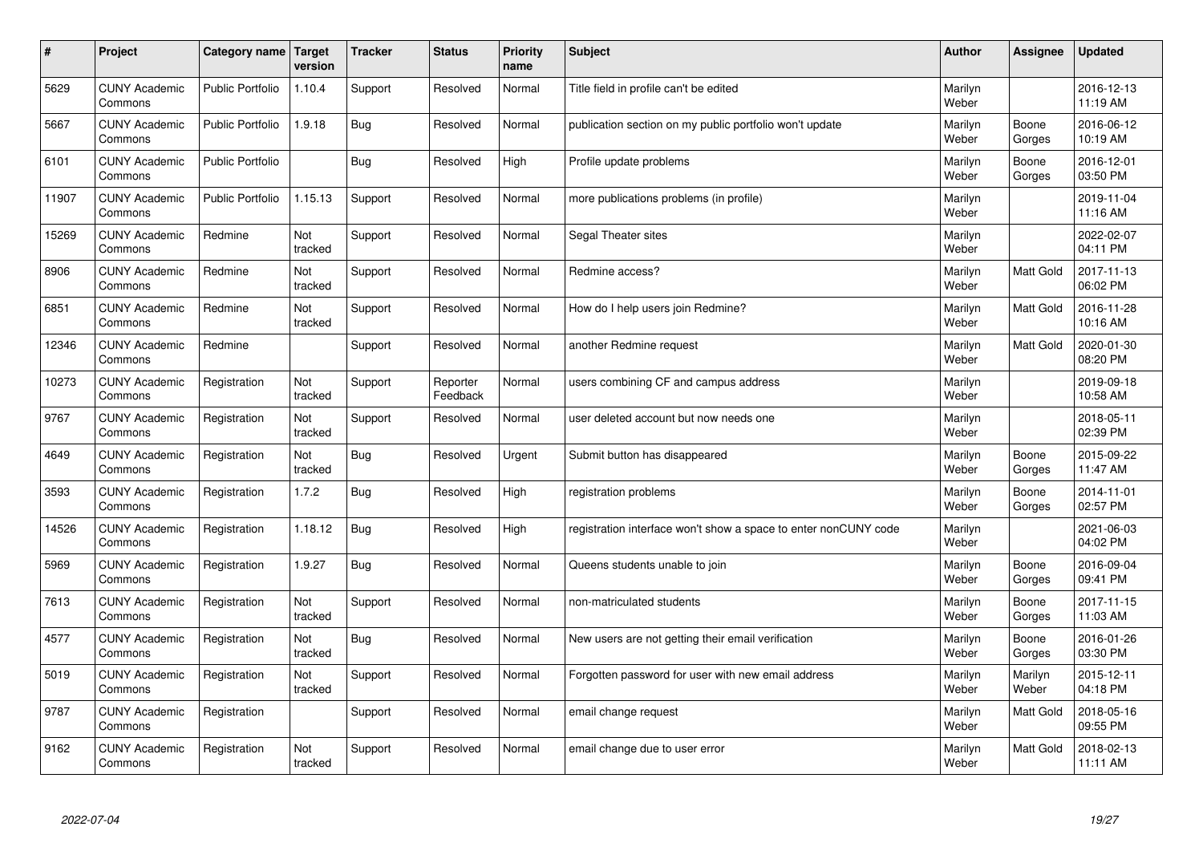| # | Project | Category name | Target version | Tracker | Status | Priority name | Subject | Author | Assignee | Updated |
|---|---|---|---|---|---|---|---|---|---|---|
| 5629 | CUNY Academic Commons | Public Portfolio | 1.10.4 | Support | Resolved | Normal | Title field in profile can't be edited | Marilyn Weber | | 2016-12-13 11:19 AM |
| 5667 | CUNY Academic Commons | Public Portfolio | 1.9.18 | Bug | Resolved | Normal | publication section on my public portfolio won't update | Marilyn Weber | Boone Gorges | 2016-06-12 10:19 AM |
| 6101 | CUNY Academic Commons | Public Portfolio | | Bug | Resolved | High | Profile update problems | Marilyn Weber | Boone Gorges | 2016-12-01 03:50 PM |
| 11907 | CUNY Academic Commons | Public Portfolio | 1.15.13 | Support | Resolved | Normal | more publications problems (in profile) | Marilyn Weber | | 2019-11-04 11:16 AM |
| 15269 | CUNY Academic Commons | Redmine | Not tracked | Support | Resolved | Normal | Segal Theater sites | Marilyn Weber | | 2022-02-07 04:11 PM |
| 8906 | CUNY Academic Commons | Redmine | Not tracked | Support | Resolved | Normal | Redmine access? | Marilyn Weber | Matt Gold | 2017-11-13 06:02 PM |
| 6851 | CUNY Academic Commons | Redmine | Not tracked | Support | Resolved | Normal | How do I help users join Redmine? | Marilyn Weber | Matt Gold | 2016-11-28 10:16 AM |
| 12346 | CUNY Academic Commons | Redmine | | Support | Resolved | Normal | another Redmine request | Marilyn Weber | Matt Gold | 2020-01-30 08:20 PM |
| 10273 | CUNY Academic Commons | Registration | Not tracked | Support | Reporter Feedback | Normal | users combining CF and campus address | Marilyn Weber | | 2019-09-18 10:58 AM |
| 9767 | CUNY Academic Commons | Registration | Not tracked | Support | Resolved | Normal | user deleted account but now needs one | Marilyn Weber | | 2018-05-11 02:39 PM |
| 4649 | CUNY Academic Commons | Registration | Not tracked | Bug | Resolved | Urgent | Submit button has disappeared | Marilyn Weber | Boone Gorges | 2015-09-22 11:47 AM |
| 3593 | CUNY Academic Commons | Registration | 1.7.2 | Bug | Resolved | High | registration problems | Marilyn Weber | Boone Gorges | 2014-11-01 02:57 PM |
| 14526 | CUNY Academic Commons | Registration | 1.18.12 | Bug | Resolved | High | registration interface won't show a space to enter nonCUNY code | Marilyn Weber | | 2021-06-03 04:02 PM |
| 5969 | CUNY Academic Commons | Registration | 1.9.27 | Bug | Resolved | Normal | Queens students unable to join | Marilyn Weber | Boone Gorges | 2016-09-04 09:41 PM |
| 7613 | CUNY Academic Commons | Registration | Not tracked | Support | Resolved | Normal | non-matriculated students | Marilyn Weber | Boone Gorges | 2017-11-15 11:03 AM |
| 4577 | CUNY Academic Commons | Registration | Not tracked | Bug | Resolved | Normal | New users are not getting their email verification | Marilyn Weber | Boone Gorges | 2016-01-26 03:30 PM |
| 5019 | CUNY Academic Commons | Registration | Not tracked | Support | Resolved | Normal | Forgotten password for user with new email address | Marilyn Weber | Marilyn Weber | 2015-12-11 04:18 PM |
| 9787 | CUNY Academic Commons | Registration | | Support | Resolved | Normal | email change request | Marilyn Weber | Matt Gold | 2018-05-16 09:55 PM |
| 9162 | CUNY Academic Commons | Registration | Not tracked | Support | Resolved | Normal | email change due to user error | Marilyn Weber | Matt Gold | 2018-02-13 11:11 AM |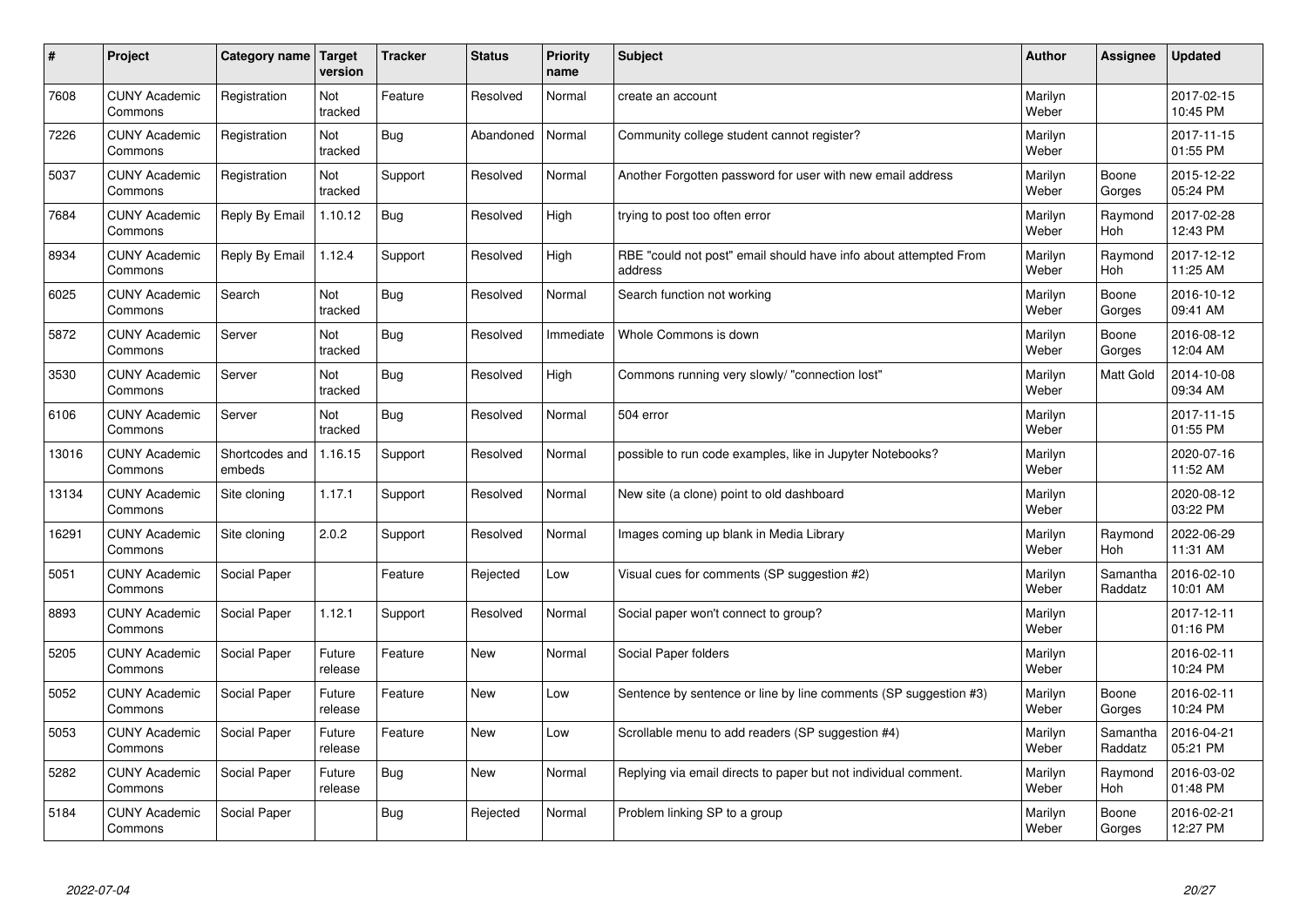| # | Project | Category name | Target version | Tracker | Status | Priority name | Subject | Author | Assignee | Updated |
|---|---|---|---|---|---|---|---|---|---|---|
| 7608 | CUNY Academic Commons | Registration | Not tracked | Feature | Resolved | Normal | create an account | Marilyn Weber | | 2017-02-15 10:45 PM |
| 7226 | CUNY Academic Commons | Registration | Not tracked | Bug | Abandoned | Normal | Community college student cannot register? | Marilyn Weber | | 2017-11-15 01:55 PM |
| 5037 | CUNY Academic Commons | Registration | Not tracked | Support | Resolved | Normal | Another Forgotten password for user with new email address | Marilyn Weber | Boone Gorges | 2015-12-22 05:24 PM |
| 7684 | CUNY Academic Commons | Reply By Email | 1.10.12 | Bug | Resolved | High | trying to post too often error | Marilyn Weber | Raymond Hoh | 2017-02-28 12:43 PM |
| 8934 | CUNY Academic Commons | Reply By Email | 1.12.4 | Support | Resolved | High | RBE "could not post" email should have info about attempted From address | Marilyn Weber | Raymond Hoh | 2017-12-12 11:25 AM |
| 6025 | CUNY Academic Commons | Search | Not tracked | Bug | Resolved | Normal | Search function not working | Marilyn Weber | Boone Gorges | 2016-10-12 09:41 AM |
| 5872 | CUNY Academic Commons | Server | Not tracked | Bug | Resolved | Immediate | Whole Commons is down | Marilyn Weber | Boone Gorges | 2016-08-12 12:04 AM |
| 3530 | CUNY Academic Commons | Server | Not tracked | Bug | Resolved | High | Commons running very slowly/ "connection lost" | Marilyn Weber | Matt Gold | 2014-10-08 09:34 AM |
| 6106 | CUNY Academic Commons | Server | Not tracked | Bug | Resolved | Normal | 504 error | Marilyn Weber | | 2017-11-15 01:55 PM |
| 13016 | CUNY Academic Commons | Shortcodes and embeds | 1.16.15 | Support | Resolved | Normal | possible to run code examples, like in Jupyter Notebooks? | Marilyn Weber | | 2020-07-16 11:52 AM |
| 13134 | CUNY Academic Commons | Site cloning | 1.17.1 | Support | Resolved | Normal | New site (a clone) point to old dashboard | Marilyn Weber | | 2020-08-12 03:22 PM |
| 16291 | CUNY Academic Commons | Site cloning | 2.0.2 | Support | Resolved | Normal | Images coming up blank in Media Library | Marilyn Weber | Raymond Hoh | 2022-06-29 11:31 AM |
| 5051 | CUNY Academic Commons | Social Paper | | Feature | Rejected | Low | Visual cues for comments (SP suggestion #2) | Marilyn Weber | Samantha Raddatz | 2016-02-10 10:01 AM |
| 8893 | CUNY Academic Commons | Social Paper | 1.12.1 | Support | Resolved | Normal | Social paper won't connect to group? | Marilyn Weber | | 2017-12-11 01:16 PM |
| 5205 | CUNY Academic Commons | Social Paper | Future release | Feature | New | Normal | Social Paper folders | Marilyn Weber | | 2016-02-11 10:24 PM |
| 5052 | CUNY Academic Commons | Social Paper | Future release | Feature | New | Low | Sentence by sentence or line by line comments (SP suggestion #3) | Marilyn Weber | Boone Gorges | 2016-02-11 10:24 PM |
| 5053 | CUNY Academic Commons | Social Paper | Future release | Feature | New | Low | Scrollable menu to add readers (SP suggestion #4) | Marilyn Weber | Samantha Raddatz | 2016-04-21 05:21 PM |
| 5282 | CUNY Academic Commons | Social Paper | Future release | Bug | New | Normal | Replying via email directs to paper but not individual comment. | Marilyn Weber | Raymond Hoh | 2016-03-02 01:48 PM |
| 5184 | CUNY Academic Commons | Social Paper | | Bug | Rejected | Normal | Problem linking SP to a group | Marilyn Weber | Boone Gorges | 2016-02-21 12:27 PM |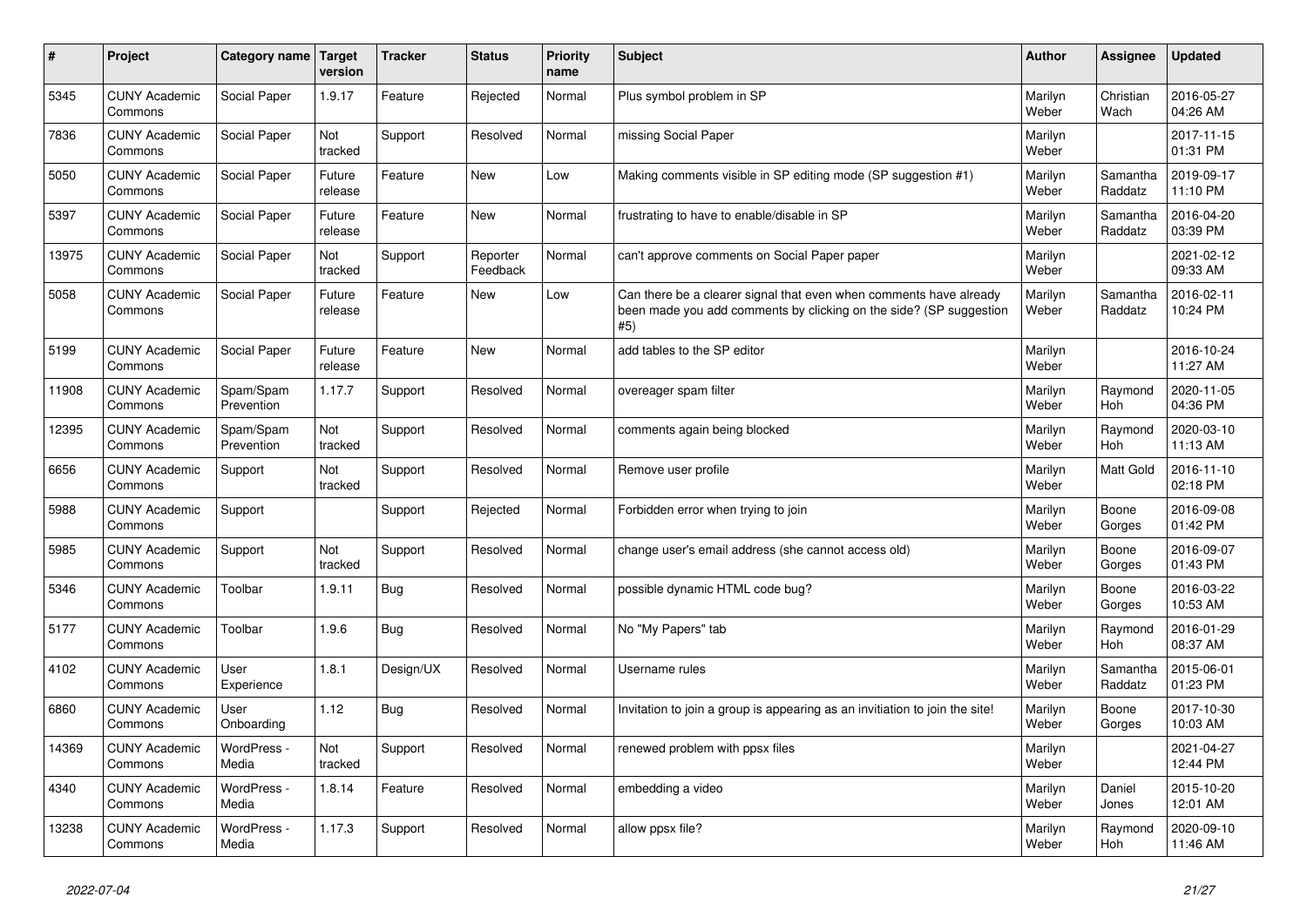| # | Project | Category name | Target version | Tracker | Status | Priority name | Subject | Author | Assignee | Updated |
|---|---|---|---|---|---|---|---|---|---|---|
| 5345 | CUNY Academic Commons | Social Paper | 1.9.17 | Feature | Rejected | Normal | Plus symbol problem in SP | Marilyn Weber | Christian Wach | 2016-05-27 04:26 AM |
| 7836 | CUNY Academic Commons | Social Paper | Not tracked | Support | Resolved | Normal | missing Social Paper | Marilyn Weber | | 2017-11-15 01:31 PM |
| 5050 | CUNY Academic Commons | Social Paper | Future release | Feature | New | Low | Making comments visible in SP editing mode (SP suggestion #1) | Marilyn Weber | Samantha Raddatz | 2019-09-17 11:10 PM |
| 5397 | CUNY Academic Commons | Social Paper | Future release | Feature | New | Normal | frustrating to have to enable/disable in SP | Marilyn Weber | Samantha Raddatz | 2016-04-20 03:39 PM |
| 13975 | CUNY Academic Commons | Social Paper | Not tracked | Support | Reporter Feedback | Normal | can't approve comments on Social Paper paper | Marilyn Weber | | 2021-02-12 09:33 AM |
| 5058 | CUNY Academic Commons | Social Paper | Future release | Feature | New | Low | Can there be a clearer signal that even when comments have already been made you add comments by clicking on the side? (SP suggestion #5) | Marilyn Weber | Samantha Raddatz | 2016-02-11 10:24 PM |
| 5199 | CUNY Academic Commons | Social Paper | Future release | Feature | New | Normal | add tables to the SP editor | Marilyn Weber | | 2016-10-24 11:27 AM |
| 11908 | CUNY Academic Commons | Spam/Spam Prevention | 1.17.7 | Support | Resolved | Normal | overeager spam filter | Marilyn Weber | Raymond Hoh | 2020-11-05 04:36 PM |
| 12395 | CUNY Academic Commons | Spam/Spam Prevention | Not tracked | Support | Resolved | Normal | comments again being blocked | Marilyn Weber | Raymond Hoh | 2020-03-10 11:13 AM |
| 6656 | CUNY Academic Commons | Support | Not tracked | Support | Resolved | Normal | Remove user profile | Marilyn Weber | Matt Gold | 2016-11-10 02:18 PM |
| 5988 | CUNY Academic Commons | Support | | Support | Rejected | Normal | Forbidden error when trying to join | Marilyn Weber | Boone Gorges | 2016-09-08 01:42 PM |
| 5985 | CUNY Academic Commons | Support | Not tracked | Support | Resolved | Normal | change user's email address (she cannot access old) | Marilyn Weber | Boone Gorges | 2016-09-07 01:43 PM |
| 5346 | CUNY Academic Commons | Toolbar | 1.9.11 | Bug | Resolved | Normal | possible dynamic HTML code bug? | Marilyn Weber | Boone Gorges | 2016-03-22 10:53 AM |
| 5177 | CUNY Academic Commons | Toolbar | 1.9.6 | Bug | Resolved | Normal | No "My Papers" tab | Marilyn Weber | Raymond Hoh | 2016-01-29 08:37 AM |
| 4102 | CUNY Academic Commons | User Experience | 1.8.1 | Design/UX | Resolved | Normal | Username rules | Marilyn Weber | Samantha Raddatz | 2015-06-01 01:23 PM |
| 6860 | CUNY Academic Commons | User Onboarding | 1.12 | Bug | Resolved | Normal | Invitation to join a group is appearing as an invitiation to join the site! | Marilyn Weber | Boone Gorges | 2017-10-30 10:03 AM |
| 14369 | CUNY Academic Commons | WordPress - Media | Not tracked | Support | Resolved | Normal | renewed problem with ppsx files | Marilyn Weber | | 2021-04-27 12:44 PM |
| 4340 | CUNY Academic Commons | WordPress - Media | 1.8.14 | Feature | Resolved | Normal | embedding a video | Marilyn Weber | Daniel Jones | 2015-10-20 12:01 AM |
| 13238 | CUNY Academic Commons | WordPress - Media | 1.17.3 | Support | Resolved | Normal | allow ppsx file? | Marilyn Weber | Raymond Hoh | 2020-09-10 11:46 AM |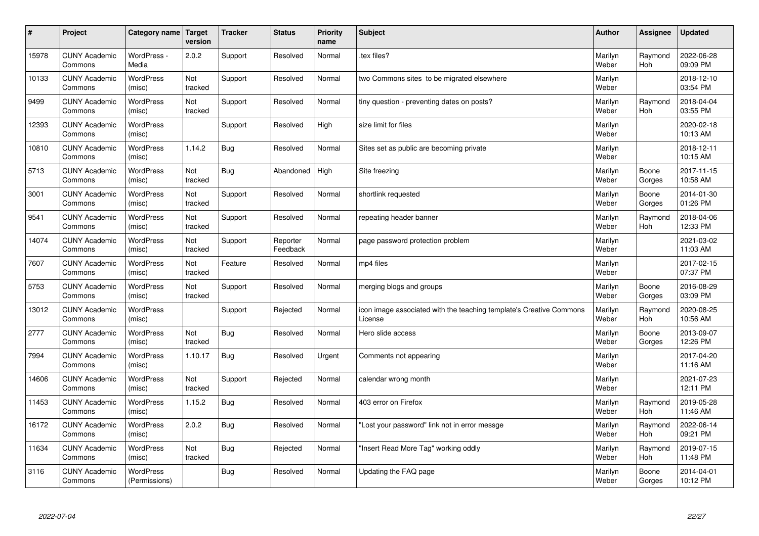| # | Project | Category name | Target version | Tracker | Status | Priority name | Subject | Author | Assignee | Updated |
|---|---|---|---|---|---|---|---|---|---|---|
| 15978 | CUNY Academic Commons | WordPress - Media | 2.0.2 | Support | Resolved | Normal | .tex files? | Marilyn Weber | Raymond Hoh | 2022-06-28 09:09 PM |
| 10133 | CUNY Academic Commons | WordPress (misc) | Not tracked | Support | Resolved | Normal | two Commons sites to be migrated elsewhere | Marilyn Weber | | 2018-12-10 03:54 PM |
| 9499 | CUNY Academic Commons | WordPress (misc) | Not tracked | Support | Resolved | Normal | tiny question - preventing dates on posts? | Marilyn Weber | Raymond Hoh | 2018-04-04 03:55 PM |
| 12393 | CUNY Academic Commons | WordPress (misc) | | Support | Resolved | High | size limit for files | Marilyn Weber | | 2020-02-18 10:13 AM |
| 10810 | CUNY Academic Commons | WordPress (misc) | 1.14.2 | Bug | Resolved | Normal | Sites set as public are becoming private | Marilyn Weber | | 2018-12-11 10:15 AM |
| 5713 | CUNY Academic Commons | WordPress (misc) | Not tracked | Bug | Abandoned | High | Site freezing | Marilyn Weber | Boone Gorges | 2017-11-15 10:58 AM |
| 3001 | CUNY Academic Commons | WordPress (misc) | Not tracked | Support | Resolved | Normal | shortlink requested | Marilyn Weber | Boone Gorges | 2014-01-30 01:26 PM |
| 9541 | CUNY Academic Commons | WordPress (misc) | Not tracked | Support | Resolved | Normal | repeating header banner | Marilyn Weber | Raymond Hoh | 2018-04-06 12:33 PM |
| 14074 | CUNY Academic Commons | WordPress (misc) | Not tracked | Support | Reporter Feedback | Normal | page password protection problem | Marilyn Weber | | 2021-03-02 11:03 AM |
| 7607 | CUNY Academic Commons | WordPress (misc) | Not tracked | Feature | Resolved | Normal | mp4 files | Marilyn Weber | | 2017-02-15 07:37 PM |
| 5753 | CUNY Academic Commons | WordPress (misc) | Not tracked | Support | Resolved | Normal | merging blogs and groups | Marilyn Weber | Boone Gorges | 2016-08-29 03:09 PM |
| 13012 | CUNY Academic Commons | WordPress (misc) | | Support | Rejected | Normal | icon image associated with the teaching template's Creative Commons License | Marilyn Weber | Raymond Hoh | 2020-08-25 10:56 AM |
| 2777 | CUNY Academic Commons | WordPress (misc) | Not tracked | Bug | Resolved | Normal | Hero slide access | Marilyn Weber | Boone Gorges | 2013-09-07 12:26 PM |
| 7994 | CUNY Academic Commons | WordPress (misc) | 1.10.17 | Bug | Resolved | Urgent | Comments not appearing | Marilyn Weber | | 2017-04-20 11:16 AM |
| 14606 | CUNY Academic Commons | WordPress (misc) | Not tracked | Support | Rejected | Normal | calendar wrong month | Marilyn Weber | | 2021-07-23 12:11 PM |
| 11453 | CUNY Academic Commons | WordPress (misc) | 1.15.2 | Bug | Resolved | Normal | 403 error on Firefox | Marilyn Weber | Raymond Hoh | 2019-05-28 11:46 AM |
| 16172 | CUNY Academic Commons | WordPress (misc) | 2.0.2 | Bug | Resolved | Normal | "Lost your password" link not in error messge | Marilyn Weber | Raymond Hoh | 2022-06-14 09:21 PM |
| 11634 | CUNY Academic Commons | WordPress (misc) | Not tracked | Bug | Rejected | Normal | "Insert Read More Tag" working oddly | Marilyn Weber | Raymond Hoh | 2019-07-15 11:48 PM |
| 3116 | CUNY Academic Commons | WordPress (Permissions) | | Bug | Resolved | Normal | Updating the FAQ page | Marilyn Weber | Boone Gorges | 2014-04-01 10:12 PM |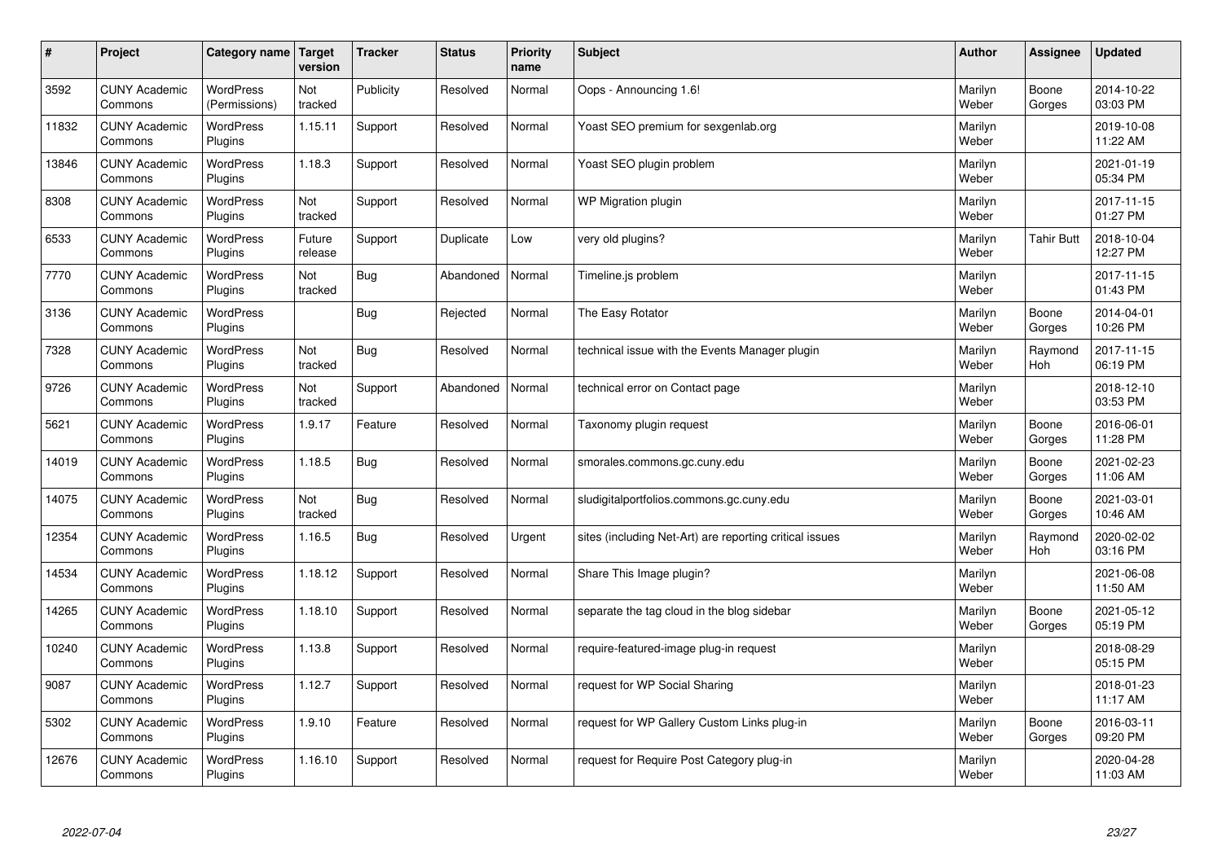| # | Project | Category name | Target version | Tracker | Status | Priority name | Subject | Author | Assignee | Updated |
|---|---|---|---|---|---|---|---|---|---|---|
| 3592 | CUNY Academic Commons | WordPress (Permissions) | Not tracked | Publicity | Resolved | Normal | Oops - Announcing 1.6! | Marilyn Weber | Boone Gorges | 2014-10-22 03:03 PM |
| 11832 | CUNY Academic Commons | WordPress Plugins | 1.15.11 | Support | Resolved | Normal | Yoast SEO premium for sexgenlab.org | Marilyn Weber | | 2019-10-08 11:22 AM |
| 13846 | CUNY Academic Commons | WordPress Plugins | 1.18.3 | Support | Resolved | Normal | Yoast SEO plugin problem | Marilyn Weber | | 2021-01-19 05:34 PM |
| 8308 | CUNY Academic Commons | WordPress Plugins | Not tracked | Support | Resolved | Normal | WP Migration plugin | Marilyn Weber | | 2017-11-15 01:27 PM |
| 6533 | CUNY Academic Commons | WordPress Plugins | Future release | Support | Duplicate | Low | very old plugins? | Marilyn Weber | Tahir Butt | 2018-10-04 12:27 PM |
| 7770 | CUNY Academic Commons | WordPress Plugins | Not tracked | Bug | Abandoned | Normal | Timeline.js problem | Marilyn Weber | | 2017-11-15 01:43 PM |
| 3136 | CUNY Academic Commons | WordPress Plugins | | Bug | Rejected | Normal | The Easy Rotator | Marilyn Weber | Boone Gorges | 2014-04-01 10:26 PM |
| 7328 | CUNY Academic Commons | WordPress Plugins | Not tracked | Bug | Resolved | Normal | technical issue with the Events Manager plugin | Marilyn Weber | Raymond Hoh | 2017-11-15 06:19 PM |
| 9726 | CUNY Academic Commons | WordPress Plugins | Not tracked | Support | Abandoned | Normal | technical error on Contact page | Marilyn Weber | | 2018-12-10 03:53 PM |
| 5621 | CUNY Academic Commons | WordPress Plugins | 1.9.17 | Feature | Resolved | Normal | Taxonomy plugin request | Marilyn Weber | Boone Gorges | 2016-06-01 11:28 PM |
| 14019 | CUNY Academic Commons | WordPress Plugins | 1.18.5 | Bug | Resolved | Normal | smorales.commons.gc.cuny.edu | Marilyn Weber | Boone Gorges | 2021-02-23 11:06 AM |
| 14075 | CUNY Academic Commons | WordPress Plugins | Not tracked | Bug | Resolved | Normal | sludigitalportfolios.commons.gc.cuny.edu | Marilyn Weber | Boone Gorges | 2021-03-01 10:46 AM |
| 12354 | CUNY Academic Commons | WordPress Plugins | 1.16.5 | Bug | Resolved | Urgent | sites (including Net-Art) are reporting critical issues | Marilyn Weber | Raymond Hoh | 2020-02-02 03:16 PM |
| 14534 | CUNY Academic Commons | WordPress Plugins | 1.18.12 | Support | Resolved | Normal | Share This Image plugin? | Marilyn Weber | | 2021-06-08 11:50 AM |
| 14265 | CUNY Academic Commons | WordPress Plugins | 1.18.10 | Support | Resolved | Normal | separate the tag cloud in the blog sidebar | Marilyn Weber | Boone Gorges | 2021-05-12 05:19 PM |
| 10240 | CUNY Academic Commons | WordPress Plugins | 1.13.8 | Support | Resolved | Normal | require-featured-image plug-in request | Marilyn Weber | | 2018-08-29 05:15 PM |
| 9087 | CUNY Academic Commons | WordPress Plugins | 1.12.7 | Support | Resolved | Normal | request for WP Social Sharing | Marilyn Weber | | 2018-01-23 11:17 AM |
| 5302 | CUNY Academic Commons | WordPress Plugins | 1.9.10 | Feature | Resolved | Normal | request for WP Gallery Custom Links plug-in | Marilyn Weber | Boone Gorges | 2016-03-11 09:20 PM |
| 12676 | CUNY Academic Commons | WordPress Plugins | 1.16.10 | Support | Resolved | Normal | request for Require Post Category plug-in | Marilyn Weber | | 2020-04-28 11:03 AM |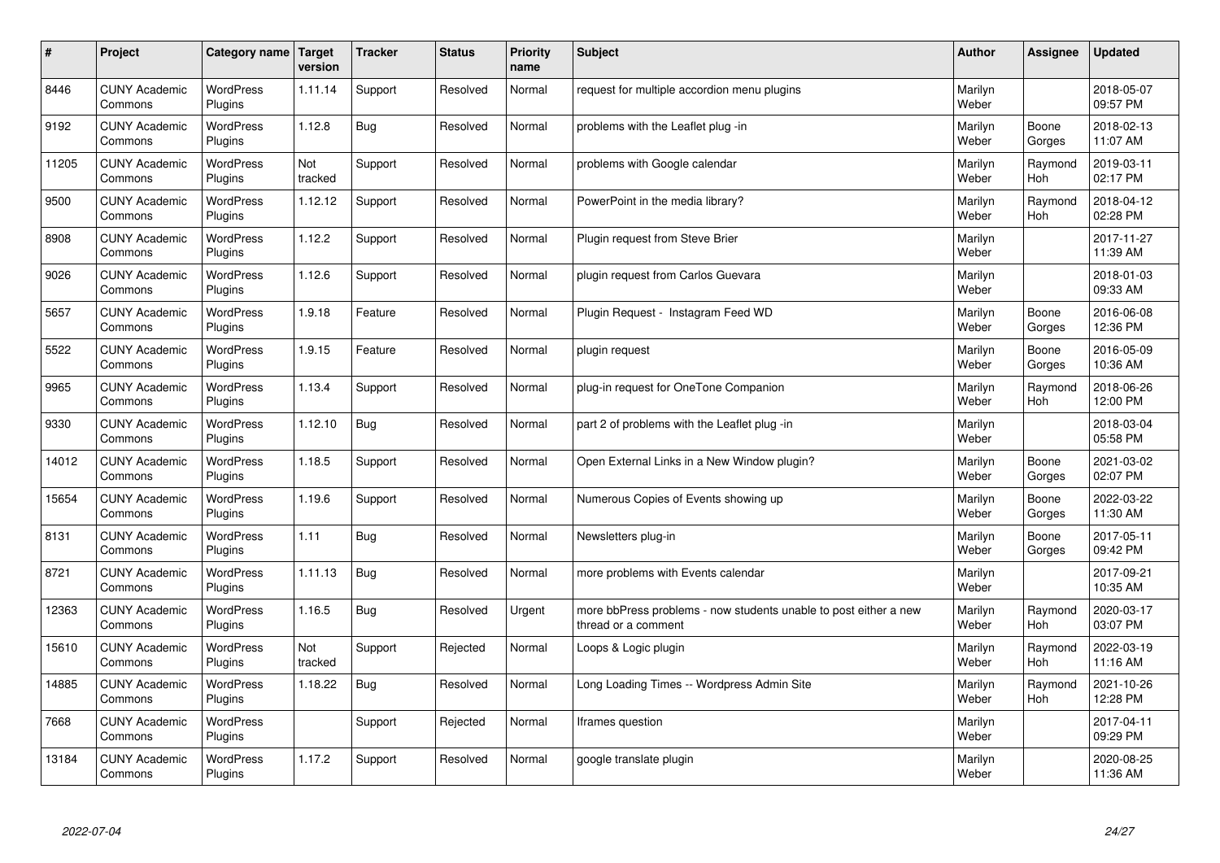| # | Project | Category name | Target version | Tracker | Status | Priority name | Subject | Author | Assignee | Updated |
|---|---|---|---|---|---|---|---|---|---|---|
| 8446 | CUNY Academic Commons | WordPress Plugins | 1.11.14 | Support | Resolved | Normal | request for multiple accordion menu plugins | Marilyn Weber | | 2018-05-07 09:57 PM |
| 9192 | CUNY Academic Commons | WordPress Plugins | 1.12.8 | Bug | Resolved | Normal | problems with the Leaflet plug -in | Marilyn Weber | Boone Gorges | 2018-02-13 11:07 AM |
| 11205 | CUNY Academic Commons | WordPress Plugins | Not tracked | Support | Resolved | Normal | problems with Google calendar | Marilyn Weber | Raymond Hoh | 2019-03-11 02:17 PM |
| 9500 | CUNY Academic Commons | WordPress Plugins | 1.12.12 | Support | Resolved | Normal | PowerPoint in the media library? | Marilyn Weber | Raymond Hoh | 2018-04-12 02:28 PM |
| 8908 | CUNY Academic Commons | WordPress Plugins | 1.12.2 | Support | Resolved | Normal | Plugin request from Steve Brier | Marilyn Weber | | 2017-11-27 11:39 AM |
| 9026 | CUNY Academic Commons | WordPress Plugins | 1.12.6 | Support | Resolved | Normal | plugin request from Carlos Guevara | Marilyn Weber | | 2018-01-03 09:33 AM |
| 5657 | CUNY Academic Commons | WordPress Plugins | 1.9.18 | Feature | Resolved | Normal | Plugin Request - Instagram Feed WD | Marilyn Weber | Boone Gorges | 2016-06-08 12:36 PM |
| 5522 | CUNY Academic Commons | WordPress Plugins | 1.9.15 | Feature | Resolved | Normal | plugin request | Marilyn Weber | Boone Gorges | 2016-05-09 10:36 AM |
| 9965 | CUNY Academic Commons | WordPress Plugins | 1.13.4 | Support | Resolved | Normal | plug-in request for OneTone Companion | Marilyn Weber | Raymond Hoh | 2018-06-26 12:00 PM |
| 9330 | CUNY Academic Commons | WordPress Plugins | 1.12.10 | Bug | Resolved | Normal | part 2 of problems with the Leaflet plug -in | Marilyn Weber | | 2018-03-04 05:58 PM |
| 14012 | CUNY Academic Commons | WordPress Plugins | 1.18.5 | Support | Resolved | Normal | Open External Links in a New Window plugin? | Marilyn Weber | Boone Gorges | 2021-03-02 02:07 PM |
| 15654 | CUNY Academic Commons | WordPress Plugins | 1.19.6 | Support | Resolved | Normal | Numerous Copies of Events showing up | Marilyn Weber | Boone Gorges | 2022-03-22 11:30 AM |
| 8131 | CUNY Academic Commons | WordPress Plugins | 1.11 | Bug | Resolved | Normal | Newsletters plug-in | Marilyn Weber | Boone Gorges | 2017-05-11 09:42 PM |
| 8721 | CUNY Academic Commons | WordPress Plugins | 1.11.13 | Bug | Resolved | Normal | more problems with Events calendar | Marilyn Weber | | 2017-09-21 10:35 AM |
| 12363 | CUNY Academic Commons | WordPress Plugins | 1.16.5 | Bug | Resolved | Urgent | more bbPress problems - now students unable to post either a new thread or a comment | Marilyn Weber | Raymond Hoh | 2020-03-17 03:07 PM |
| 15610 | CUNY Academic Commons | WordPress Plugins | Not tracked | Support | Rejected | Normal | Loops & Logic plugin | Marilyn Weber | Raymond Hoh | 2022-03-19 11:16 AM |
| 14885 | CUNY Academic Commons | WordPress Plugins | 1.18.22 | Bug | Resolved | Normal | Long Loading Times -- Wordpress Admin Site | Marilyn Weber | Raymond Hoh | 2021-10-26 12:28 PM |
| 7668 | CUNY Academic Commons | WordPress Plugins | | Support | Rejected | Normal | Iframes question | Marilyn Weber | | 2017-04-11 09:29 PM |
| 13184 | CUNY Academic Commons | WordPress Plugins | 1.17.2 | Support | Resolved | Normal | google translate plugin | Marilyn Weber | | 2020-08-25 11:36 AM |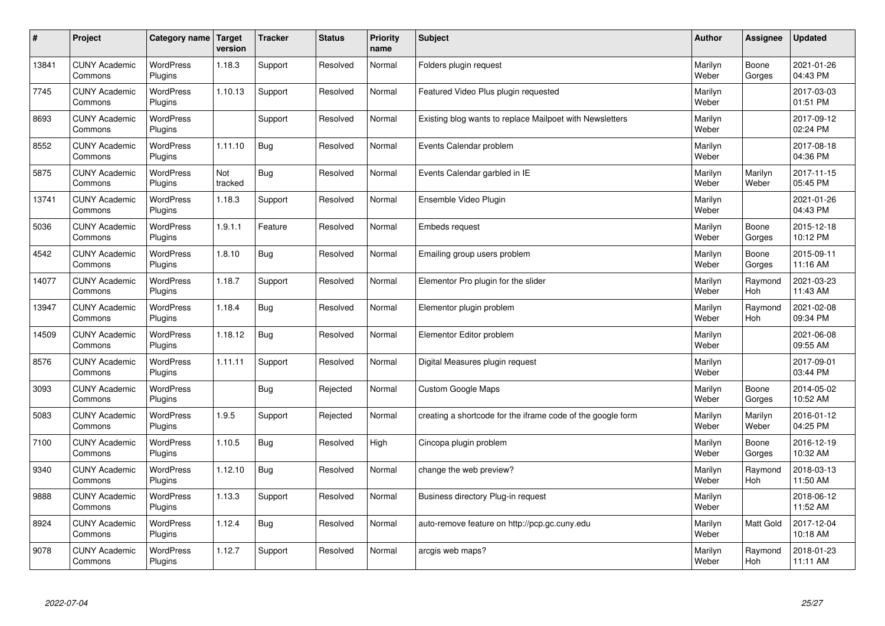| # | Project | Category name | Target version | Tracker | Status | Priority name | Subject | Author | Assignee | Updated |
|---|---|---|---|---|---|---|---|---|---|---|
| 13841 | CUNY Academic Commons | WordPress Plugins | 1.18.3 | Support | Resolved | Normal | Folders plugin request | Marilyn Weber | Boone Gorges | 2021-01-26 04:43 PM |
| 7745 | CUNY Academic Commons | WordPress Plugins | 1.10.13 | Support | Resolved | Normal | Featured Video Plus plugin requested | Marilyn Weber | | 2017-03-03 01:51 PM |
| 8693 | CUNY Academic Commons | WordPress Plugins | | Support | Resolved | Normal | Existing blog wants to replace Mailpoet with Newsletters | Marilyn Weber | | 2017-09-12 02:24 PM |
| 8552 | CUNY Academic Commons | WordPress Plugins | 1.11.10 | Bug | Resolved | Normal | Events Calendar problem | Marilyn Weber | | 2017-08-18 04:36 PM |
| 5875 | CUNY Academic Commons | WordPress Plugins | Not tracked | Bug | Resolved | Normal | Events Calendar garbled in IE | Marilyn Weber | Marilyn Weber | 2017-11-15 05:45 PM |
| 13741 | CUNY Academic Commons | WordPress Plugins | 1.18.3 | Support | Resolved | Normal | Ensemble Video Plugin | Marilyn Weber | | 2021-01-26 04:43 PM |
| 5036 | CUNY Academic Commons | WordPress Plugins | 1.9.1.1 | Feature | Resolved | Normal | Embeds request | Marilyn Weber | Boone Gorges | 2015-12-18 10:12 PM |
| 4542 | CUNY Academic Commons | WordPress Plugins | 1.8.10 | Bug | Resolved | Normal | Emailing group users problem | Marilyn Weber | Boone Gorges | 2015-09-11 11:16 AM |
| 14077 | CUNY Academic Commons | WordPress Plugins | 1.18.7 | Support | Resolved | Normal | Elementor Pro plugin for the slider | Marilyn Weber | Raymond Hoh | 2021-03-23 11:43 AM |
| 13947 | CUNY Academic Commons | WordPress Plugins | 1.18.4 | Bug | Resolved | Normal | Elementor plugin problem | Marilyn Weber | Raymond Hoh | 2021-02-08 09:34 PM |
| 14509 | CUNY Academic Commons | WordPress Plugins | 1.18.12 | Bug | Resolved | Normal | Elementor Editor problem | Marilyn Weber | | 2021-06-08 09:55 AM |
| 8576 | CUNY Academic Commons | WordPress Plugins | 1.11.11 | Support | Resolved | Normal | Digital Measures plugin request | Marilyn Weber | | 2017-09-01 03:44 PM |
| 3093 | CUNY Academic Commons | WordPress Plugins | | Bug | Rejected | Normal | Custom Google Maps | Marilyn Weber | Boone Gorges | 2014-05-02 10:52 AM |
| 5083 | CUNY Academic Commons | WordPress Plugins | 1.9.5 | Support | Rejected | Normal | creating a shortcode for the iframe code of the google form | Marilyn Weber | Marilyn Weber | 2016-01-12 04:25 PM |
| 7100 | CUNY Academic Commons | WordPress Plugins | 1.10.5 | Bug | Resolved | High | Cincopa plugin problem | Marilyn Weber | Boone Gorges | 2016-12-19 10:32 AM |
| 9340 | CUNY Academic Commons | WordPress Plugins | 1.12.10 | Bug | Resolved | Normal | change the web preview? | Marilyn Weber | Raymond Hoh | 2018-03-13 11:50 AM |
| 9888 | CUNY Academic Commons | WordPress Plugins | 1.13.3 | Support | Resolved | Normal | Business directory Plug-in request | Marilyn Weber | | 2018-06-12 11:52 AM |
| 8924 | CUNY Academic Commons | WordPress Plugins | 1.12.4 | Bug | Resolved | Normal | auto-remove feature on http://pcp.gc.cuny.edu | Marilyn Weber | Matt Gold | 2017-12-04 10:18 AM |
| 9078 | CUNY Academic Commons | WordPress Plugins | 1.12.7 | Support | Resolved | Normal | arcgis web maps? | Marilyn Weber | Raymond Hoh | 2018-01-23 11:11 AM |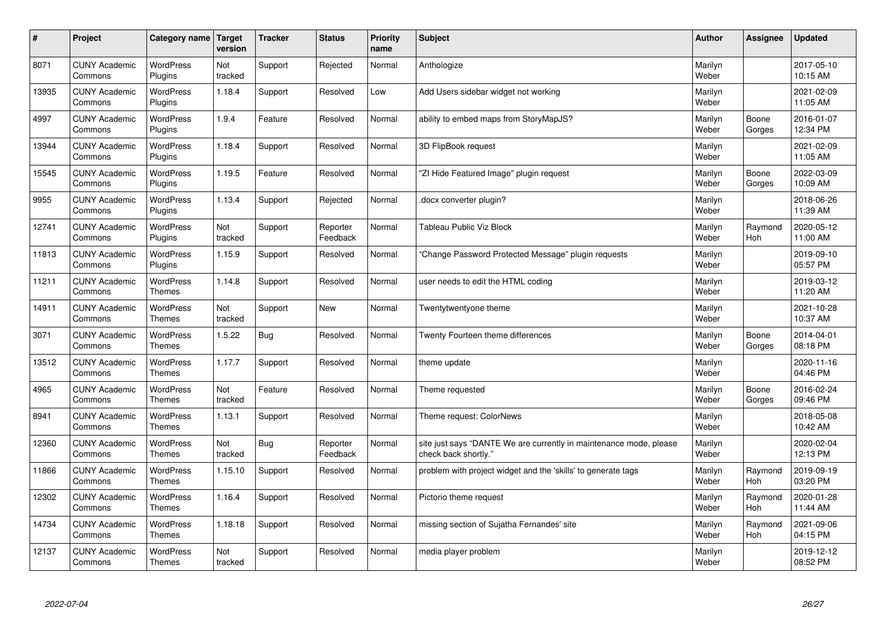| # | Project | Category name | Target version | Tracker | Status | Priority name | Subject | Author | Assignee | Updated |
|---|---|---|---|---|---|---|---|---|---|---|
| 8071 | CUNY Academic Commons | WordPress Plugins | Not tracked | Support | Rejected | Normal | Anthologize | Marilyn Weber | | 2017-05-10 10:15 AM |
| 13935 | CUNY Academic Commons | WordPress Plugins | 1.18.4 | Support | Resolved | Low | Add Users sidebar widget not working | Marilyn Weber | | 2021-02-09 11:05 AM |
| 4997 | CUNY Academic Commons | WordPress Plugins | 1.9.4 | Feature | Resolved | Normal | ability to embed maps from StoryMapJS? | Marilyn Weber | Boone Gorges | 2016-01-07 12:34 PM |
| 13944 | CUNY Academic Commons | WordPress Plugins | 1.18.4 | Support | Resolved | Normal | 3D FlipBook request | Marilyn Weber | | 2021-02-09 11:05 AM |
| 15545 | CUNY Academic Commons | WordPress Plugins | 1.19.5 | Feature | Resolved | Normal | "ZI Hide Featured Image" plugin request | Marilyn Weber | Boone Gorges | 2022-03-09 10:09 AM |
| 9955 | CUNY Academic Commons | WordPress Plugins | 1.13.4 | Support | Rejected | Normal | .docx converter plugin? | Marilyn Weber | | 2018-06-26 11:39 AM |
| 12741 | CUNY Academic Commons | WordPress Plugins | Not tracked | Support | Reporter Feedback | Normal | Tableau Public Viz Block | Marilyn Weber | Raymond Hoh | 2020-05-12 11:00 AM |
| 11813 | CUNY Academic Commons | WordPress Plugins | 1.15.9 | Support | Resolved | Normal | "Change Password Protected Message" plugin requests | Marilyn Weber | | 2019-09-10 05:57 PM |
| 11211 | CUNY Academic Commons | WordPress Themes | 1.14.8 | Support | Resolved | Normal | user needs to edit the HTML coding | Marilyn Weber | | 2019-03-12 11:20 AM |
| 14911 | CUNY Academic Commons | WordPress Themes | Not tracked | Support | New | Normal | Twentytwentyone theme | Marilyn Weber | | 2021-10-28 10:37 AM |
| 3071 | CUNY Academic Commons | WordPress Themes | 1.5.22 | Bug | Resolved | Normal | Twenty Fourteen theme differences | Marilyn Weber | Boone Gorges | 2014-04-01 08:18 PM |
| 13512 | CUNY Academic Commons | WordPress Themes | 1.17.7 | Support | Resolved | Normal | theme update | Marilyn Weber | | 2020-11-16 04:46 PM |
| 4965 | CUNY Academic Commons | WordPress Themes | Not tracked | Feature | Resolved | Normal | Theme requested | Marilyn Weber | Boone Gorges | 2016-02-24 09:46 PM |
| 8941 | CUNY Academic Commons | WordPress Themes | 1.13.1 | Support | Resolved | Normal | Theme request: ColorNews | Marilyn Weber | | 2018-05-08 10:42 AM |
| 12360 | CUNY Academic Commons | WordPress Themes | Not tracked | Bug | Reporter Feedback | Normal | site just says "DANTE We are currently in maintenance mode, please check back shortly." | Marilyn Weber | | 2020-02-04 12:13 PM |
| 11866 | CUNY Academic Commons | WordPress Themes | 1.15.10 | Support | Resolved | Normal | problem with project widget and the 'skills' to generate tags | Marilyn Weber | Raymond Hoh | 2019-09-19 03:20 PM |
| 12302 | CUNY Academic Commons | WordPress Themes | 1.16.4 | Support | Resolved | Normal | Pictorio theme request | Marilyn Weber | Raymond Hoh | 2020-01-28 11:44 AM |
| 14734 | CUNY Academic Commons | WordPress Themes | 1.18.18 | Support | Resolved | Normal | missing section of Sujatha Fernandes' site | Marilyn Weber | Raymond Hoh | 2021-09-06 04:15 PM |
| 12137 | CUNY Academic Commons | WordPress Themes | Not tracked | Support | Resolved | Normal | media player problem | Marilyn Weber | | 2019-12-12 08:52 PM |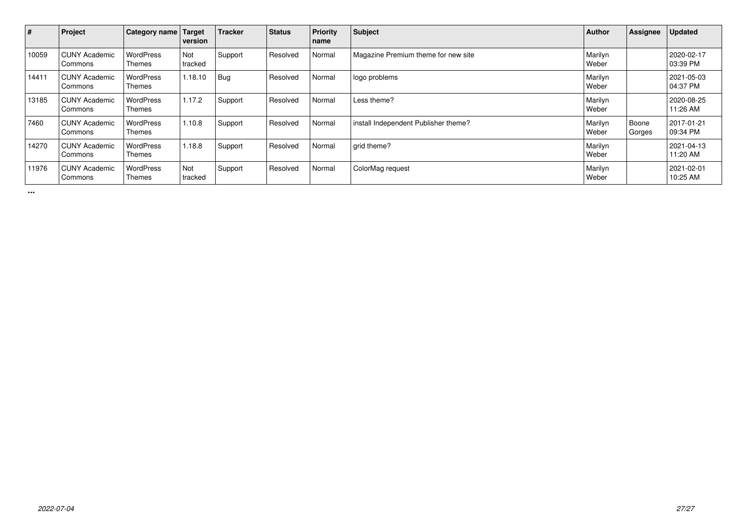| # | Project | Category name | Target version | Tracker | Status | Priority name | Subject | Author | Assignee | Updated |
|---|---|---|---|---|---|---|---|---|---|---|
| 10059 | CUNY Academic Commons | WordPress Themes | Not tracked | Support | Resolved | Normal | Magazine Premium theme for new site | Marilyn Weber | | 2020-02-17 03:39 PM |
| 14411 | CUNY Academic Commons | WordPress Themes | 1.18.10 | Bug | Resolved | Normal | logo problems | Marilyn Weber | | 2021-05-03 04:37 PM |
| 13185 | CUNY Academic Commons | WordPress Themes | 1.17.2 | Support | Resolved | Normal | Less theme? | Marilyn Weber | | 2020-08-25 11:26 AM |
| 7460 | CUNY Academic Commons | WordPress Themes | 1.10.8 | Support | Resolved | Normal | install Independent Publisher theme? | Marilyn Weber | Boone Gorges | 2017-01-21 09:34 PM |
| 14270 | CUNY Academic Commons | WordPress Themes | 1.18.8 | Support | Resolved | Normal | grid theme? | Marilyn Weber | | 2021-04-13 11:20 AM |
| 11976 | CUNY Academic Commons | WordPress Themes | Not tracked | Support | Resolved | Normal | ColorMag request | Marilyn Weber | | 2021-02-01 10:25 AM |

...